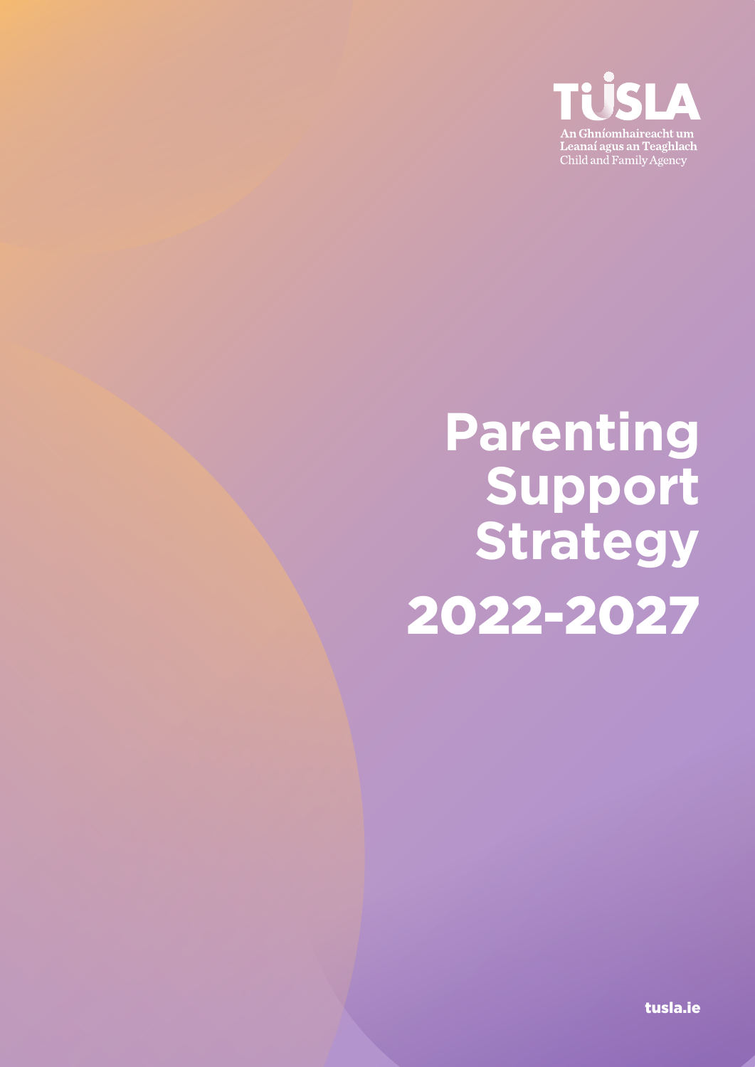TUSLA

An Ghníomhaireacht um Leanaí agus an Teaghlach
Child and Family Agency

# Parenting Support Strategy 2022-2027

tusla.ie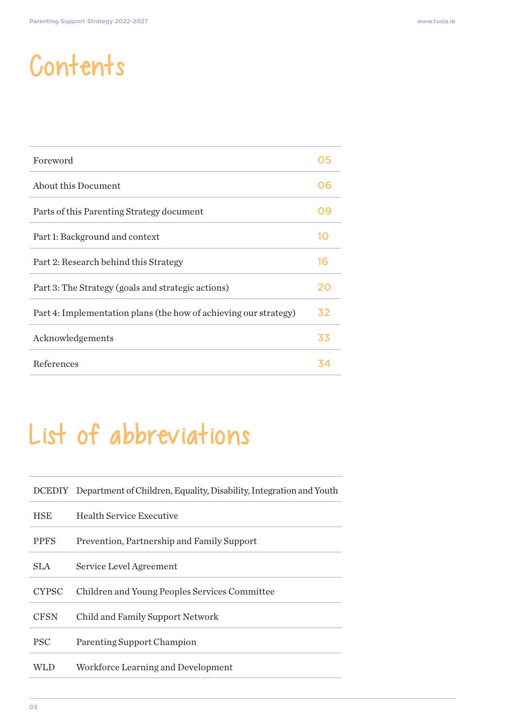# Contents

| | |
|---|---|
| Foreword | 05 |
| About this Document | 06 |
| Parts of this Parenting Strategy document | 09 |
| Part 1: Background and context | 10 |
| Part 2: Research behind this Strategy | 16 |
| Part 3: The Strategy (goals and strategic actions) | 20 |
| Part 4: Implementation plans (the how of achieving our strategy) | 32 |
| Acknowledgements | 33 |
| References | 34 |

# List of abbreviations

| | |
|---|---|
| DCEDIY | Department of Children, Equality, Disability, Integration and Youth |
| HSE | Health Service Executive |
| PPFS | Prevention, Partnership and Family Support |
| SLA | Service Level Agreement |
| CYPSC | Children and Young Peoples Services Committee |
| CFSN | Child and Family Support Network |
| PSC | Parenting Support Champion |
| WLD | Workforce Learning and Development |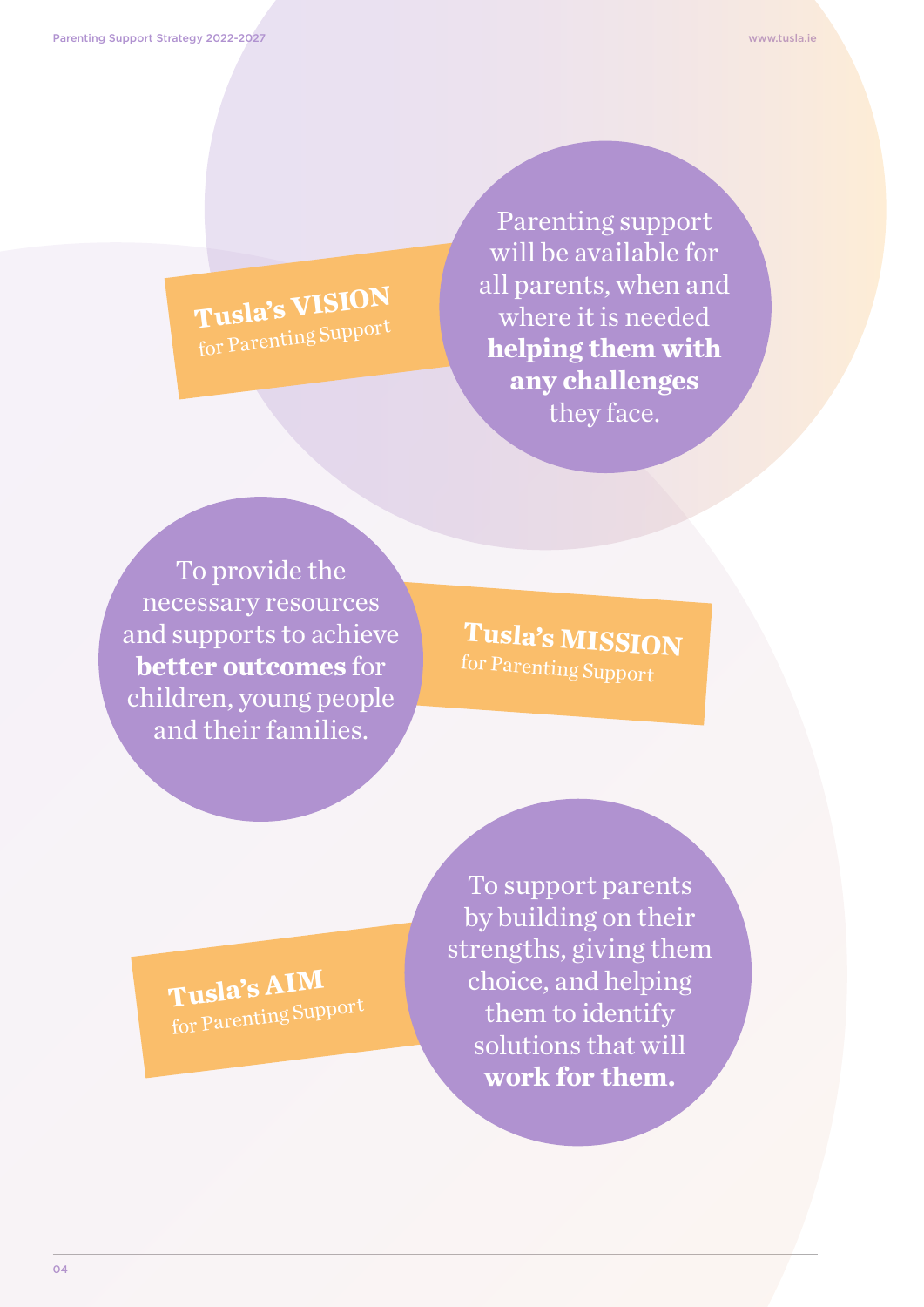## Tusla's VISION for Parenting Support

Parenting support will be available for all parents, when and where it is needed **helping them with any challenges** they face.

## Tusla's MISSION for Parenting Support

To provide the necessary resources and supports to achieve **better outcomes** for children, young people and their families.

## Tusla's AIM for Parenting Support

To support parents by building on their strengths, giving them choice, and helping them to identify solutions that will **work for them.**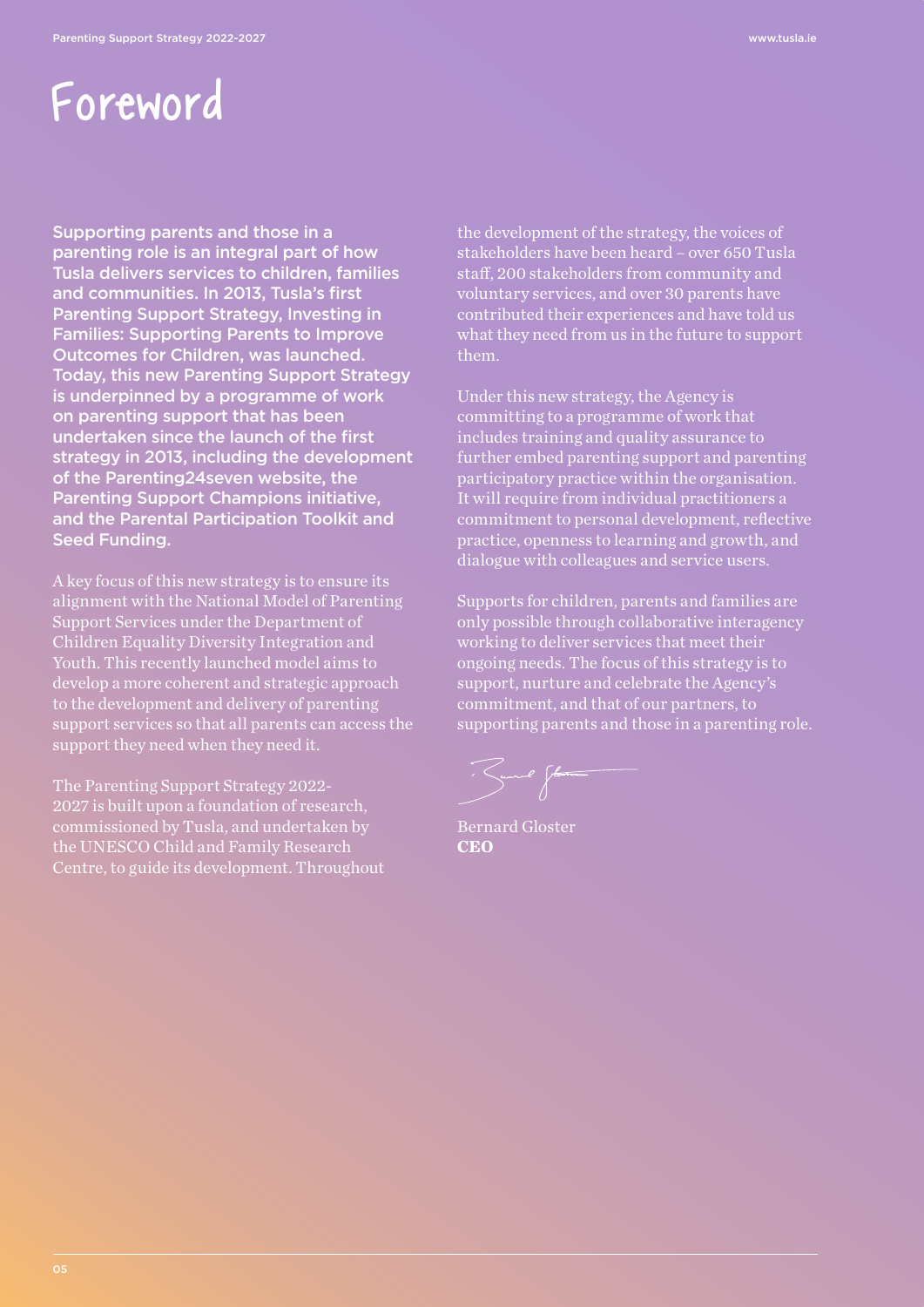# Foreword

**Supporting parents and those in a parenting role is an integral part of how Tusla delivers services to children, families and communities. In 2013, Tusla's first Parenting Support Strategy, Investing in Families: Supporting Parents to Improve Outcomes for Children, was launched. Today, this new Parenting Support Strategy is underpinned by a programme of work on parenting support that has been undertaken since the launch of the first strategy in 2013, including the development of the Parenting24seven website, the Parenting Support Champions initiative, and the Parental Participation Toolkit and Seed Funding.**

A key focus of this new strategy is to ensure its alignment with the National Model of Parenting Support Services under the Department of Children Equality Diversity Integration and Youth. This recently launched model aims to develop a more coherent and strategic approach to the development and delivery of parenting support services so that all parents can access the support they need when they need it.

The Parenting Support Strategy 2022-2027 is built upon a foundation of research, commissioned by Tusla, and undertaken by the UNESCO Child and Family Research Centre, to guide its development. Throughout the development of the strategy, the voices of stakeholders have been heard – over 650 Tusla staff, 200 stakeholders from community and voluntary services, and over 30 parents have contributed their experiences and have told us what they need from us in the future to support them.

Under this new strategy, the Agency is committing to a programme of work that includes training and quality assurance to further embed parenting support and parenting participatory practice within the organisation. It will require from individual practitioners a commitment to personal development, reflective practice, openness to learning and growth, and dialogue with colleagues and service users.

Supports for children, parents and families are only possible through collaborative interagency working to deliver services that meet their ongoing needs. The focus of this strategy is to support, nurture and celebrate the Agency's commitment, and that of our partners, to supporting parents and those in a parenting role.

Bernard Gloster
**CEO**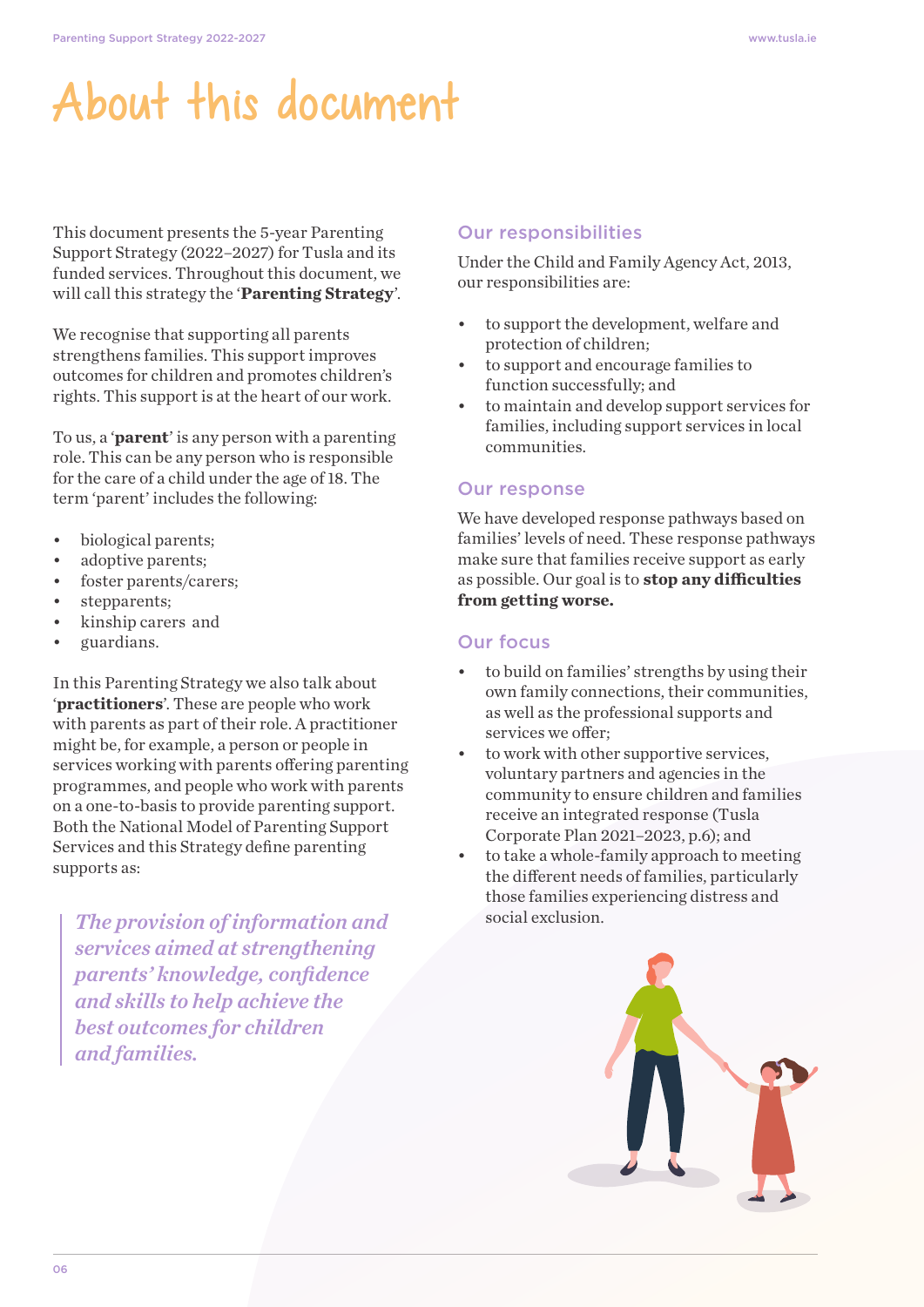# About this document

This document presents the 5-year Parenting Support Strategy (2022–2027) for Tusla and its funded services. Throughout this document, we will call this strategy the '**Parenting Strategy**'.

We recognise that supporting all parents strengthens families. This support improves outcomes for children and promotes children's rights. This support is at the heart of our work.

To us, a '**parent**' is any person with a parenting role. This can be any person who is responsible for the care of a child under the age of 18. The term 'parent' includes the following:

- biological parents;
- adoptive parents;
- foster parents/carers;
- stepparents;
- kinship carers and
- guardians.

In this Parenting Strategy we also talk about '**practitioners**'. These are people who work with parents as part of their role. A practitioner might be, for example, a person or people in services working with parents offering parenting programmes, and people who work with parents on a one-to-basis to provide parenting support. Both the National Model of Parenting Support Services and this Strategy define parenting supports as:

> ***The provision of information and services aimed at strengthening parents' knowledge, confidence and skills to help achieve the best outcomes for children and families.***

## Our responsibilities

Under the Child and Family Agency Act, 2013, our responsibilities are:

- to support the development, welfare and protection of children;
- to support and encourage families to function successfully; and
- to maintain and develop support services for families, including support services in local communities.

## Our response

We have developed response pathways based on families' levels of need. These response pathways make sure that families receive support as early as possible. Our goal is to **stop any difficulties from getting worse.**

## Our focus

- to build on families' strengths by using their own family connections, their communities, as well as the professional supports and services we offer;
- to work with other supportive services, voluntary partners and agencies in the community to ensure children and families receive an integrated response (Tusla Corporate Plan 2021–2023, p.6); and
- to take a whole-family approach to meeting the different needs of families, particularly those families experiencing distress and social exclusion.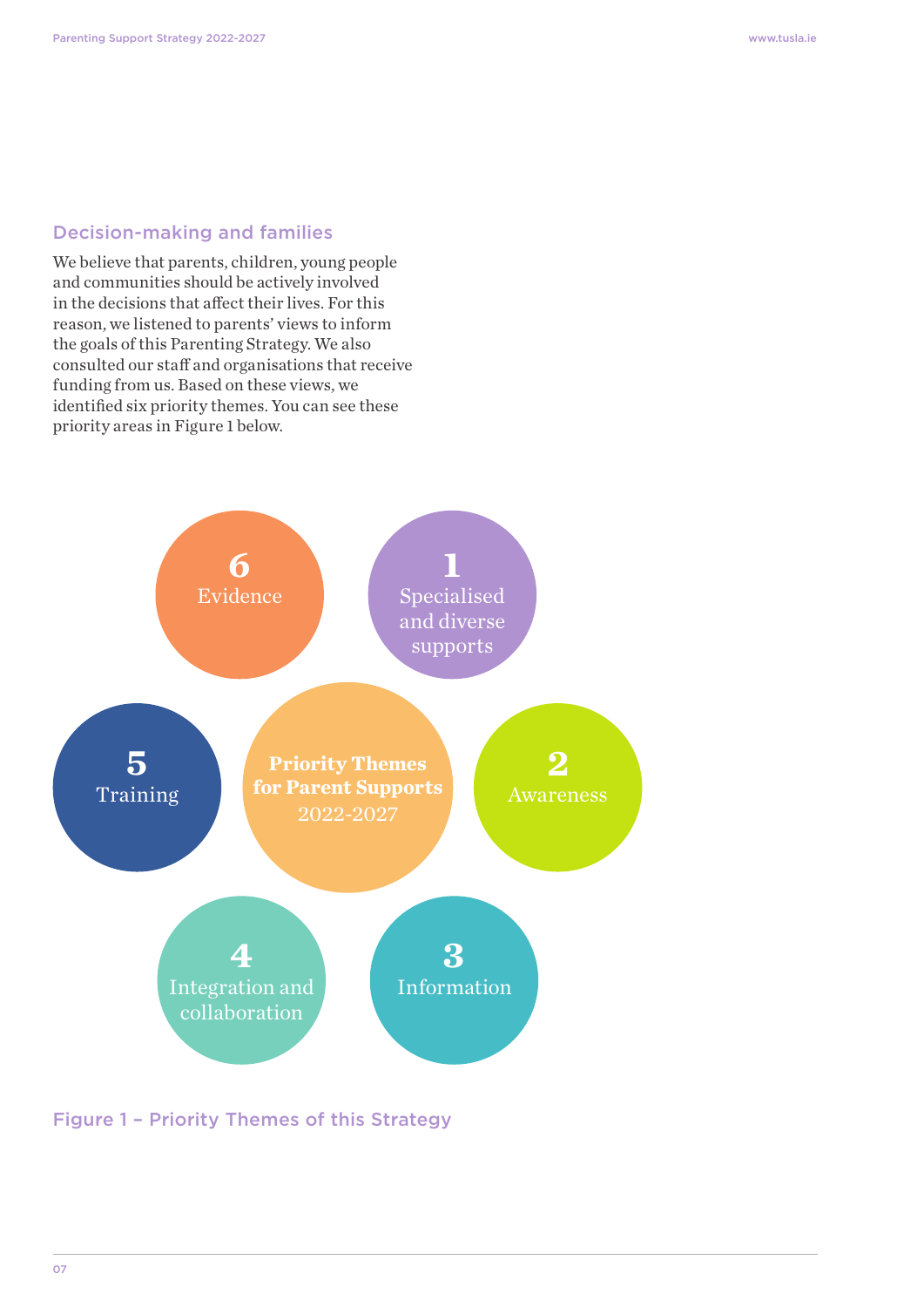## Decision-making and families

We believe that parents, children, young people and communities should be actively involved in the decisions that affect their lives. For this reason, we listened to parents' views to inform the goals of this Parenting Strategy. We also consulted our staff and organisations that receive funding from us. Based on these views, we identified six priority themes. You can see these priority areas in Figure 1 below.

**Priority Themes for Parent Supports** 2022-2027

1. Specialised and diverse supports
2. Awareness
3. Information
4. Integration and collaboration
5. Training
6. Evidence

Figure 1 – Priority Themes of this Strategy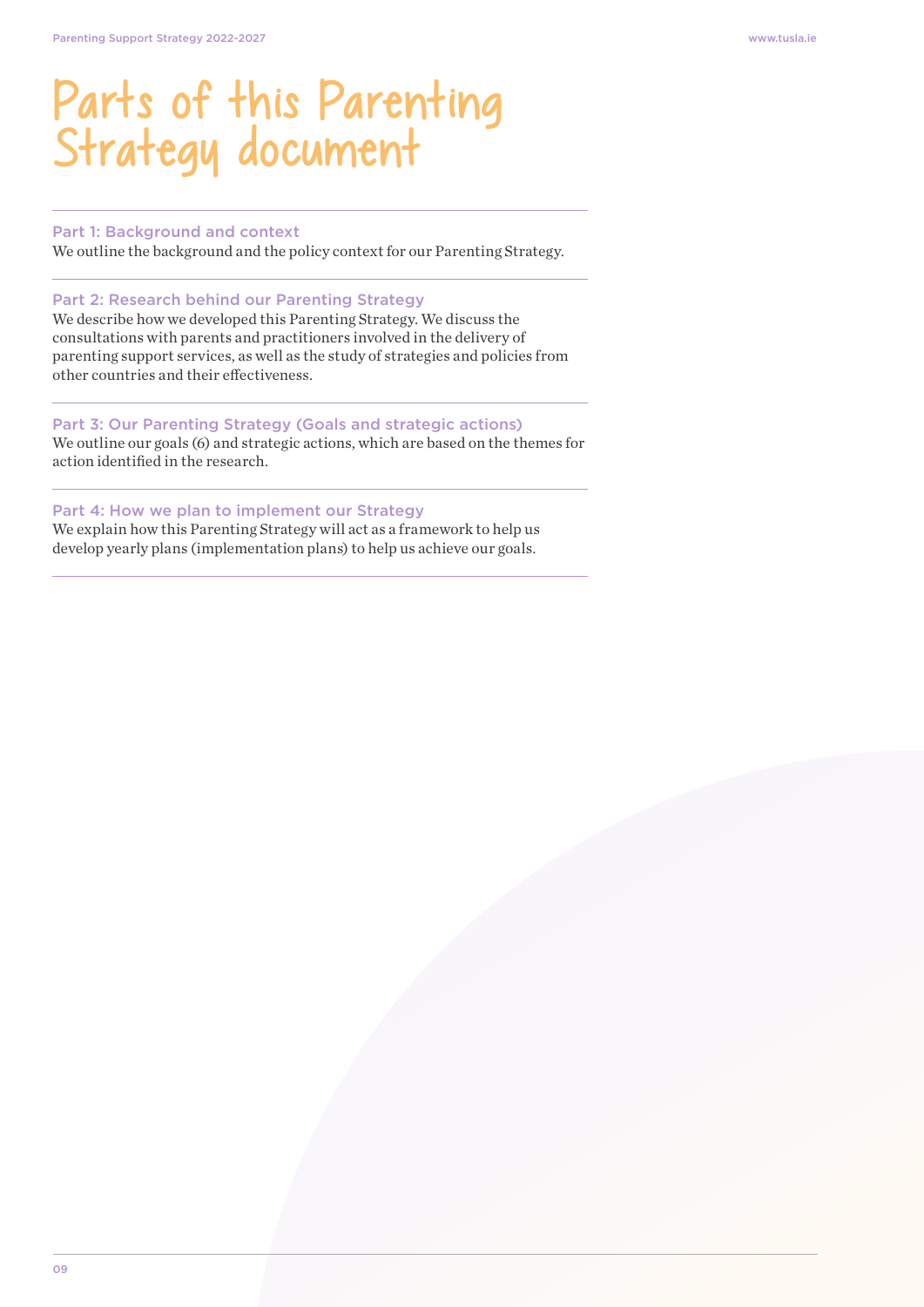# Parts of this Parenting Strategy document

### Part 1: Background and context

We outline the background and the policy context for our Parenting Strategy.

### Part 2: Research behind our Parenting Strategy

We describe how we developed this Parenting Strategy. We discuss the consultations with parents and practitioners involved in the delivery of parenting support services, as well as the study of strategies and policies from other countries and their effectiveness.

### Part 3: Our Parenting Strategy (Goals and strategic actions)

We outline our goals (6) and strategic actions, which are based on the themes for action identified in the research.

### Part 4: How we plan to implement our Strategy

We explain how this Parenting Strategy will act as a framework to help us develop yearly plans (implementation plans) to help us achieve our goals.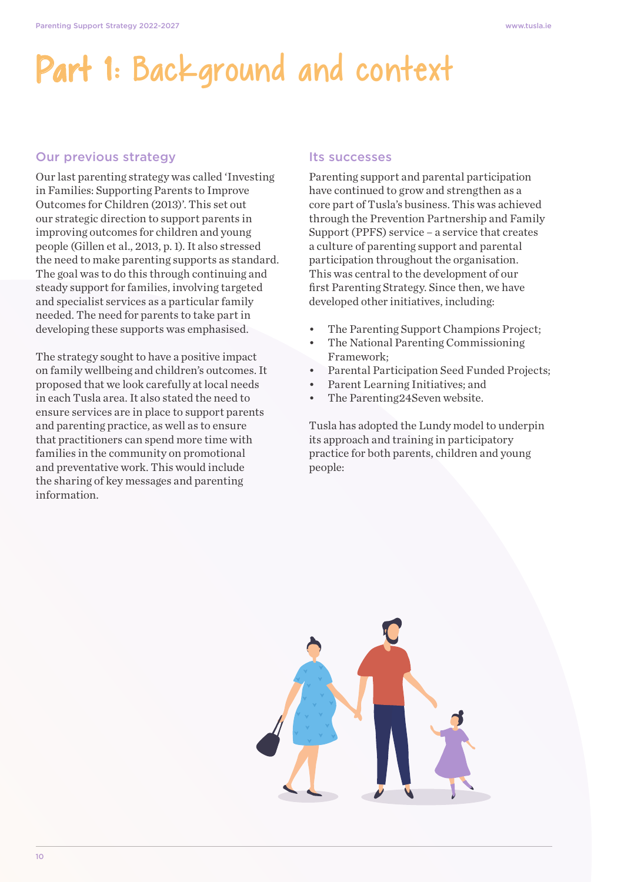# Part 1: Background and context

## Our previous strategy

Our last parenting strategy was called 'Investing in Families: Supporting Parents to Improve Outcomes for Children (2013)'. This set out our strategic direction to support parents in improving outcomes for children and young people (Gillen et al., 2013, p. 1). It also stressed the need to make parenting supports as standard. The goal was to do this through continuing and steady support for families, involving targeted and specialist services as a particular family needed. The need for parents to take part in developing these supports was emphasised.

The strategy sought to have a positive impact on family wellbeing and children's outcomes. It proposed that we look carefully at local needs in each Tusla area. It also stated the need to ensure services are in place to support parents and parenting practice, as well as to ensure that practitioners can spend more time with families in the community on promotional and preventative work. This would include the sharing of key messages and parenting information.

## Its successes

Parenting support and parental participation have continued to grow and strengthen as a core part of Tusla's business. This was achieved through the Prevention Partnership and Family Support (PPFS) service – a service that creates a culture of parenting support and parental participation throughout the organisation. This was central to the development of our first Parenting Strategy. Since then, we have developed other initiatives, including:

- The Parenting Support Champions Project;
- The National Parenting Commissioning Framework;
- Parental Participation Seed Funded Projects;
- Parent Learning Initiatives; and
- The Parenting24Seven website.

Tusla has adopted the Lundy model to underpin its approach and training in participatory practice for both parents, children and young people: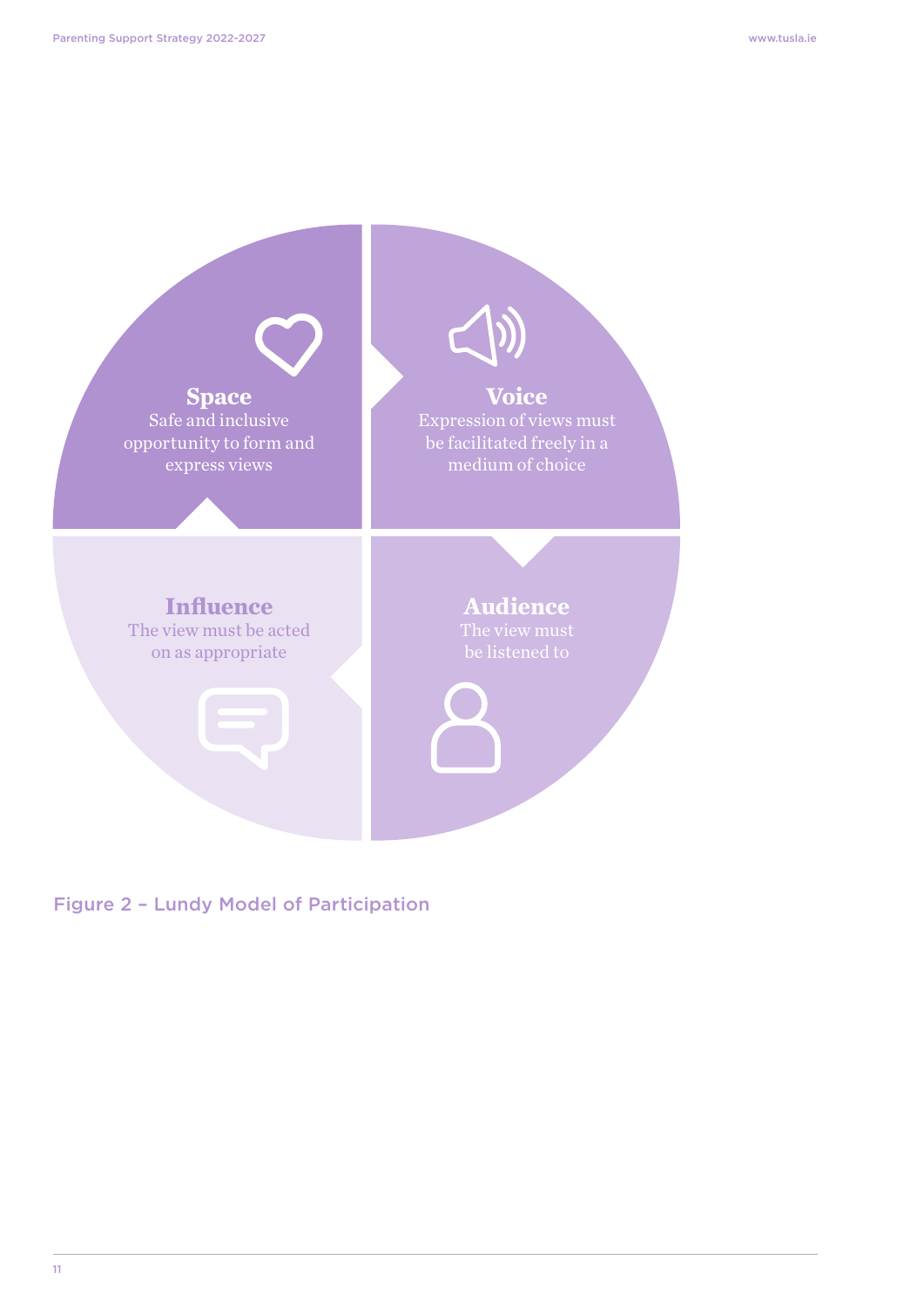**Space**
Safe and inclusive opportunity to form and express views

**Voice**
Expression of views must be facilitated freely in a medium of choice

**Audience**
The view must be listened to

**Influence**
The view must be acted on as appropriate

Figure 2 – Lundy Model of Participation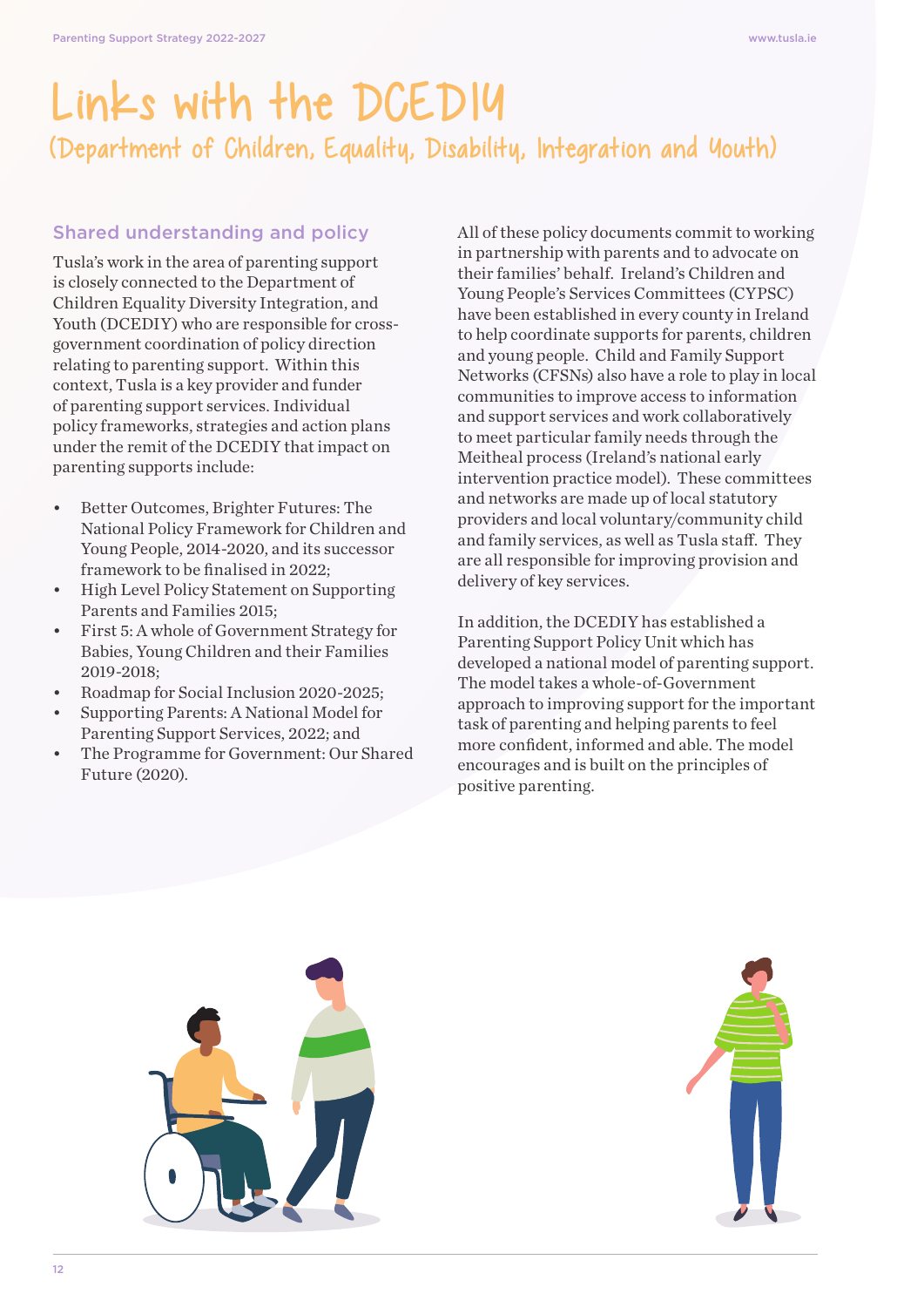# Links with the DCEDIY
## (Department of Children, Equality, Disability, Integration and Youth)

### Shared understanding and policy

Tusla's work in the area of parenting support is closely connected to the Department of Children Equality Diversity Integration, and Youth (DCEDIY) who are responsible for cross-government coordination of policy direction relating to parenting support. Within this context, Tusla is a key provider and funder of parenting support services. Individual policy frameworks, strategies and action plans under the remit of the DCEDIY that impact on parenting supports include:

- Better Outcomes, Brighter Futures: The National Policy Framework for Children and Young People, 2014-2020, and its successor framework to be finalised in 2022;
- High Level Policy Statement on Supporting Parents and Families 2015;
- First 5: A whole of Government Strategy for Babies, Young Children and their Families 2019-2018;
- Roadmap for Social Inclusion 2020-2025;
- Supporting Parents: A National Model for Parenting Support Services, 2022; and
- The Programme for Government: Our Shared Future (2020).

All of these policy documents commit to working in partnership with parents and to advocate on their families' behalf. Ireland's Children and Young People's Services Committees (CYPSC) have been established in every county in Ireland to help coordinate supports for parents, children and young people. Child and Family Support Networks (CFSNs) also have a role to play in local communities to improve access to information and support services and work collaboratively to meet particular family needs through the Meitheal process (Ireland's national early intervention practice model). These committees and networks are made up of local statutory providers and local voluntary/community child and family services, as well as Tusla staff. They are all responsible for improving provision and delivery of key services.

In addition, the DCEDIY has established a Parenting Support Policy Unit which has developed a national model of parenting support. The model takes a whole-of-Government approach to improving support for the important task of parenting and helping parents to feel more confident, informed and able. The model encourages and is built on the principles of positive parenting.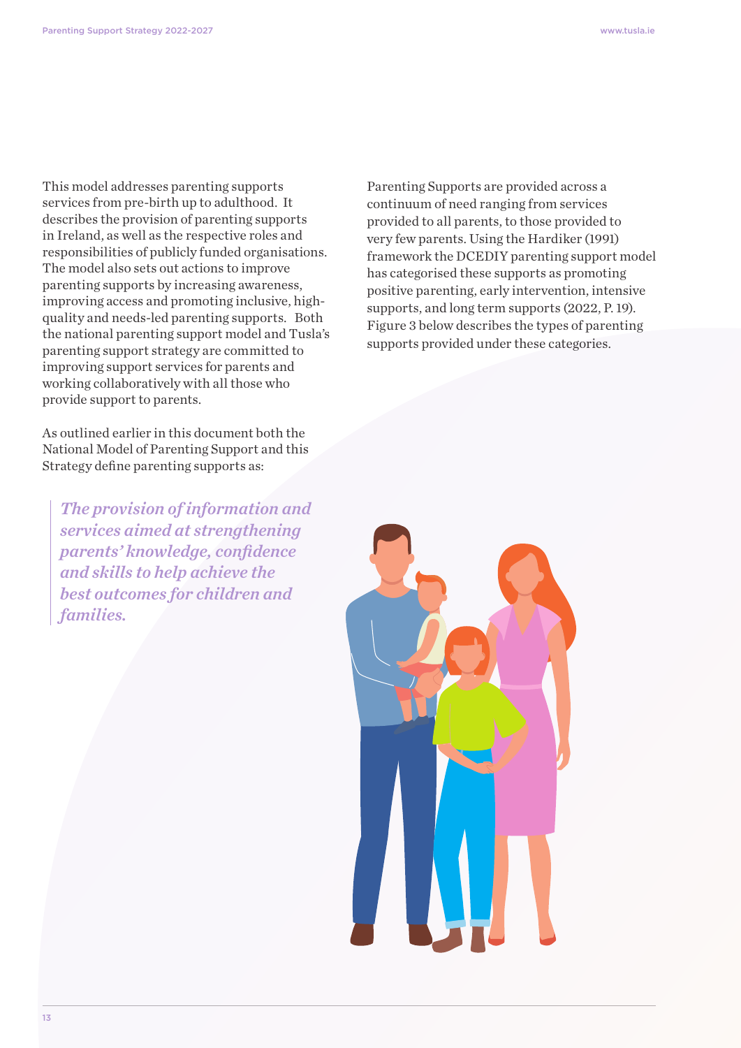This model addresses parenting supports services from pre-birth up to adulthood. It describes the provision of parenting supports in Ireland, as well as the respective roles and responsibilities of publicly funded organisations. The model also sets out actions to improve parenting supports by increasing awareness, improving access and promoting inclusive, high-quality and needs-led parenting supports. Both the national parenting support model and Tusla's parenting support strategy are committed to improving support services for parents and working collaboratively with all those who provide support to parents.

As outlined earlier in this document both the National Model of Parenting Support and this Strategy define parenting supports as:

> *The provision of information and services aimed at strengthening parents' knowledge, confidence and skills to help achieve the best outcomes for children and families.*

Parenting Supports are provided across a continuum of need ranging from services provided to all parents, to those provided to very few parents. Using the Hardiker (1991) framework the DCEDIY parenting support model has categorised these supports as promoting positive parenting, early intervention, intensive supports, and long term supports (2022, P. 19). Figure 3 below describes the types of parenting supports provided under these categories.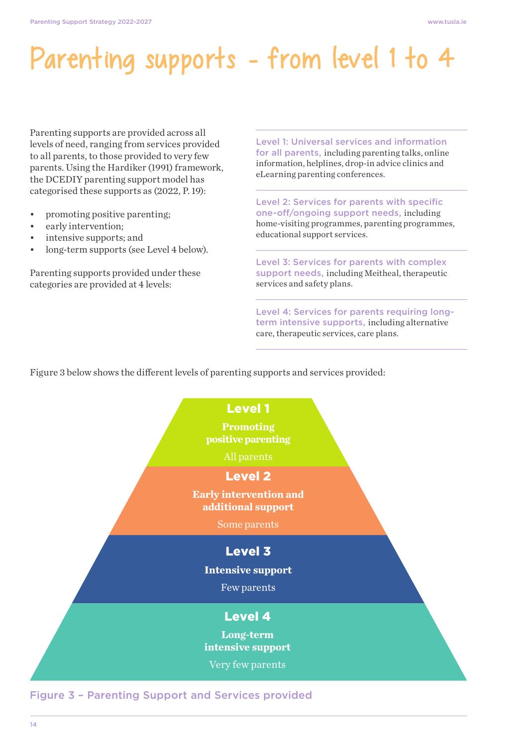# Parenting supports - from level 1 to 4

Parenting supports are provided across all levels of need, ranging from services provided to all parents, to those provided to very few parents. Using the Hardiker (1991) framework, the DCEDIY parenting support model has categorised these supports as (2022, P. 19):

- promoting positive parenting;
- early intervention;
- intensive supports; and
- long-term supports (see Level 4 below).

Parenting supports provided under these categories are provided at 4 levels:

**Level 1: Universal services and information for all parents,** including parenting talks, online information, helplines, drop-in advice clinics and eLearning parenting conferences.

**Level 2: Services for parents with specific one-off/ongoing support needs,** including home-visiting programmes, parenting programmes, educational support services.

**Level 3: Services for parents with complex support needs,** including Meitheal, therapeutic services and safety plans.

**Level 4: Services for parents requiring long-term intensive supports,** including alternative care, therapeutic services, care plans.

Figure 3 below shows the different levels of parenting supports and services provided:

**Level 1**
**Promoting positive parenting**
All parents

**Level 2**
**Early intervention and additional support**
Some parents

**Level 3**
**Intensive support**
Few parents

**Level 4**
**Long-term intensive support**
Very few parents

Figure 3 – Parenting Support and Services provided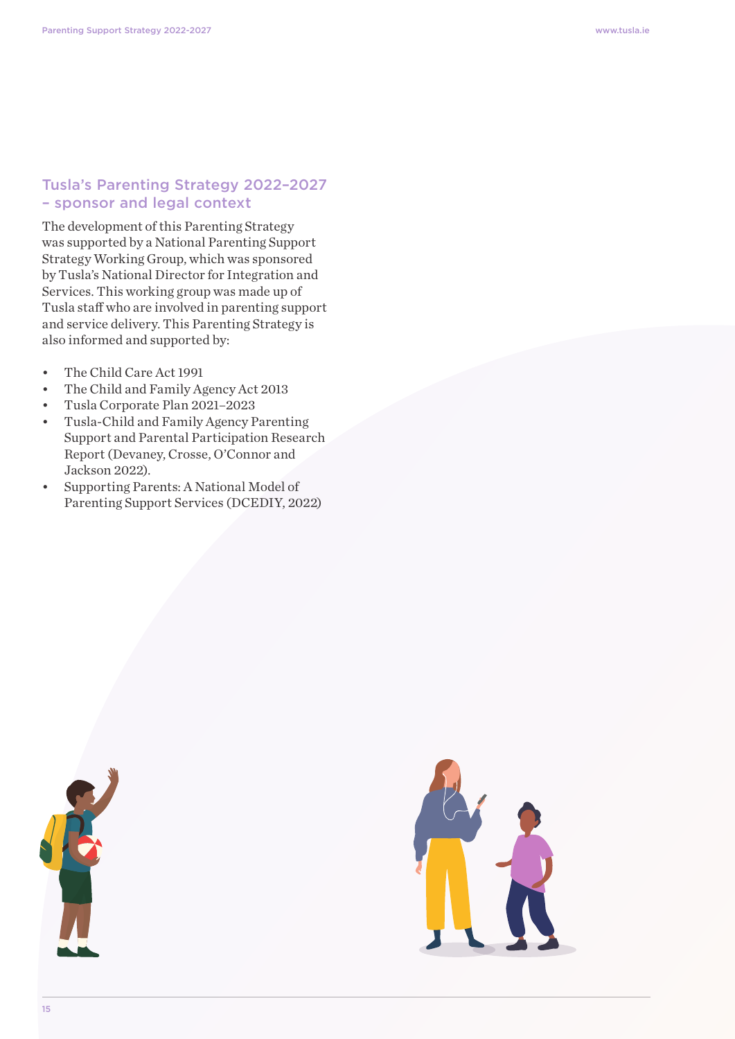## Tusla's Parenting Strategy 2022–2027 – sponsor and legal context

The development of this Parenting Strategy was supported by a National Parenting Support Strategy Working Group, which was sponsored by Tusla's National Director for Integration and Services. This working group was made up of Tusla staff who are involved in parenting support and service delivery. This Parenting Strategy is also informed and supported by:

- The Child Care Act 1991
- The Child and Family Agency Act 2013
- Tusla Corporate Plan 2021–2023
- Tusla-Child and Family Agency Parenting Support and Parental Participation Research Report (Devaney, Crosse, O'Connor and Jackson 2022).
- Supporting Parents: A National Model of Parenting Support Services (DCEDIY, 2022)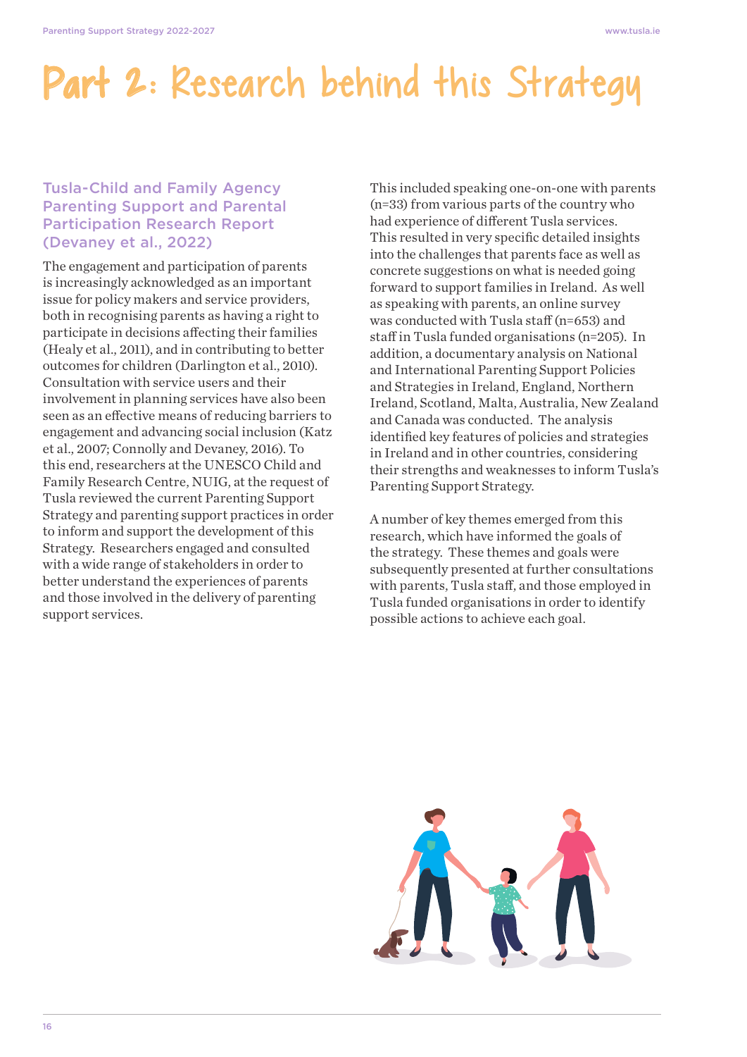# Part 2: Research behind this Strategy

## Tusla-Child and Family Agency Parenting Support and Parental Participation Research Report (Devaney et al., 2022)

The engagement and participation of parents is increasingly acknowledged as an important issue for policy makers and service providers, both in recognising parents as having a right to participate in decisions affecting their families (Healy et al., 2011), and in contributing to better outcomes for children (Darlington et al., 2010). Consultation with service users and their involvement in planning services have also been seen as an effective means of reducing barriers to engagement and advancing social inclusion (Katz et al., 2007; Connolly and Devaney, 2016). To this end, researchers at the UNESCO Child and Family Research Centre, NUIG, at the request of Tusla reviewed the current Parenting Support Strategy and parenting support practices in order to inform and support the development of this Strategy. Researchers engaged and consulted with a wide range of stakeholders in order to better understand the experiences of parents and those involved in the delivery of parenting support services.

This included speaking one-on-one with parents (n=33) from various parts of the country who had experience of different Tusla services. This resulted in very specific detailed insights into the challenges that parents face as well as concrete suggestions on what is needed going forward to support families in Ireland. As well as speaking with parents, an online survey was conducted with Tusla staff (n=653) and staff in Tusla funded organisations (n=205). In addition, a documentary analysis on National and International Parenting Support Policies and Strategies in Ireland, England, Northern Ireland, Scotland, Malta, Australia, New Zealand and Canada was conducted. The analysis identified key features of policies and strategies in Ireland and in other countries, considering their strengths and weaknesses to inform Tusla's Parenting Support Strategy.

A number of key themes emerged from this research, which have informed the goals of the strategy. These themes and goals were subsequently presented at further consultations with parents, Tusla staff, and those employed in Tusla funded organisations in order to identify possible actions to achieve each goal.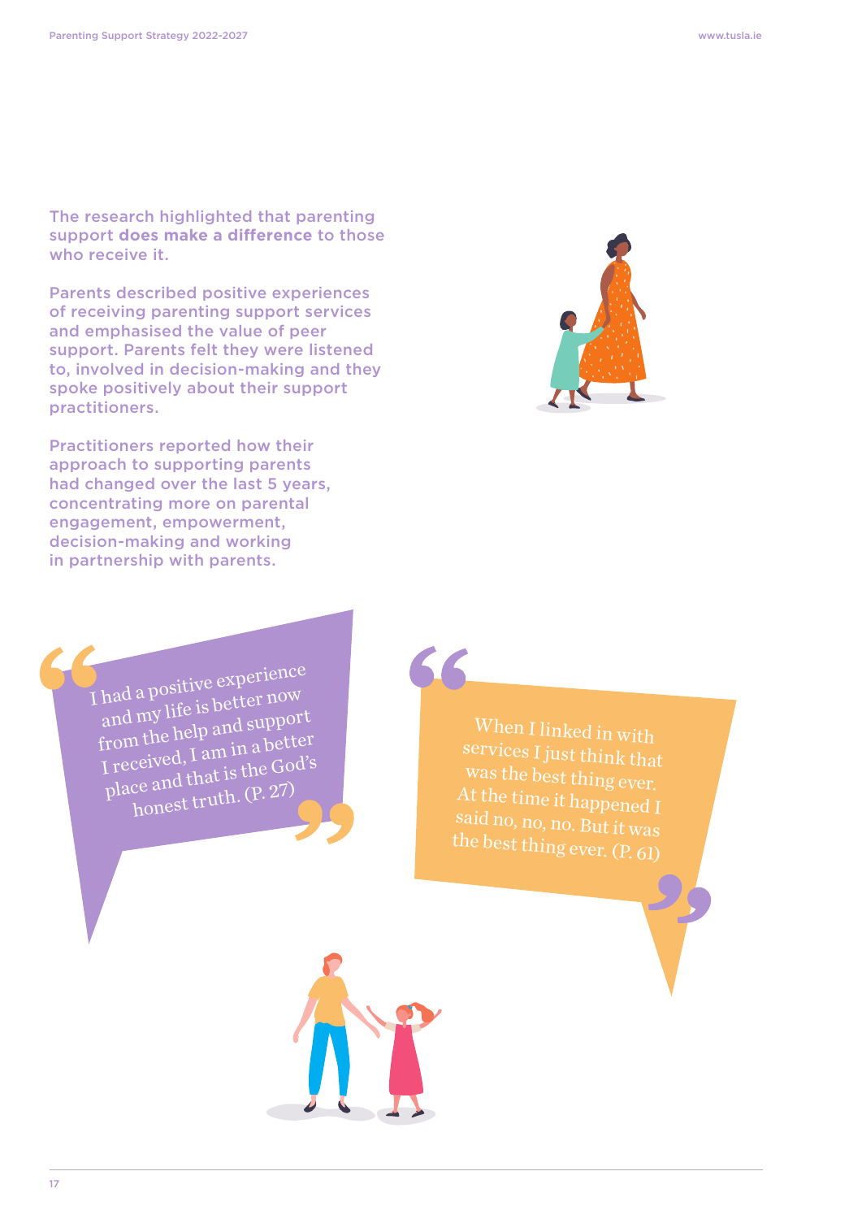The research highlighted that parenting support **does make a difference** to those who receive it.

Parents described positive experiences of receiving parenting support services and emphasised the value of peer support. Parents felt they were listened to, involved in decision-making and they spoke positively about their support practitioners.

Practitioners reported how their approach to supporting parents had changed over the last 5 years, concentrating more on parental engagement, empowerment, decision-making and working in partnership with parents.

> I had a positive experience and my life is better now from the help and support I received, I am in a better place and that is the God's honest truth. (P. 27)

> When I linked in with services I just think that was the best thing ever. At the time it happened I said no, no, no. But it was the best thing ever. (P. 61)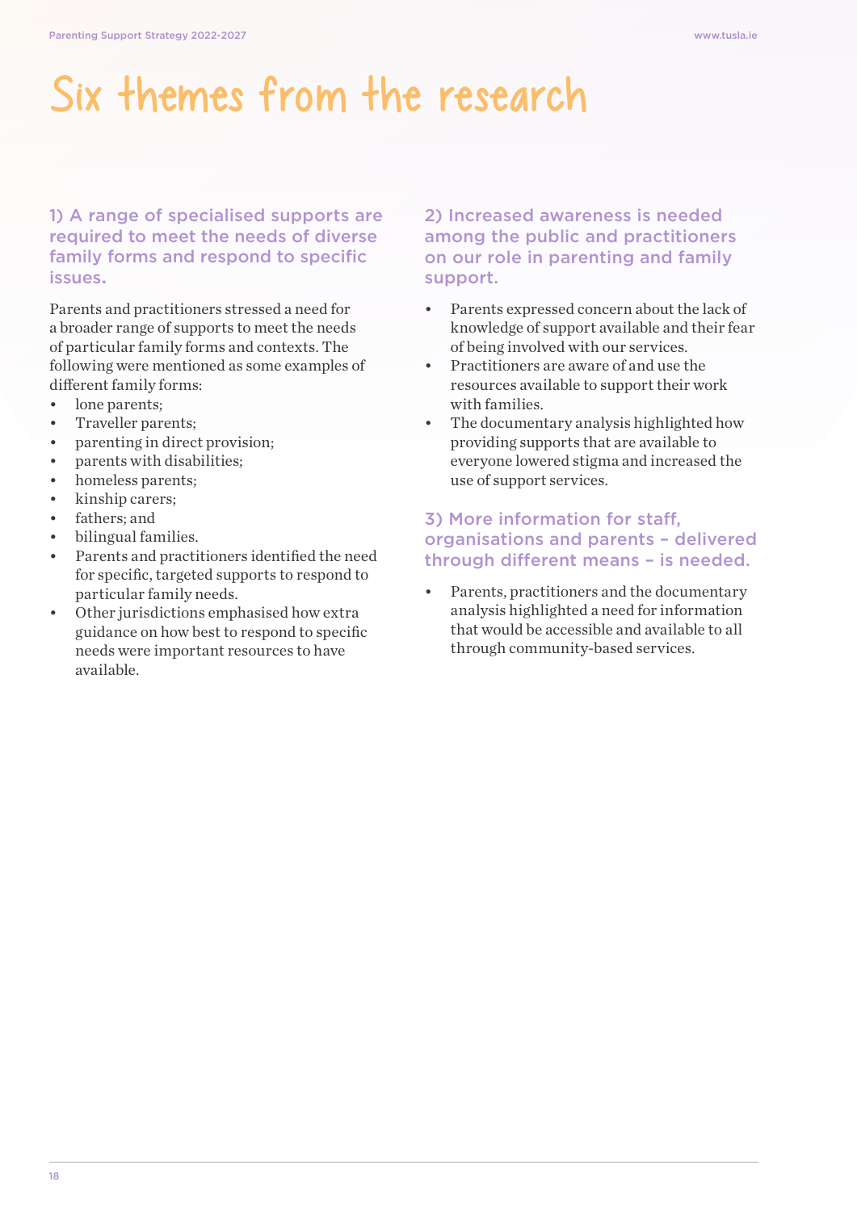# Six themes from the research

### 1) A range of specialised supports are required to meet the needs of diverse family forms and respond to specific issues.

Parents and practitioners stressed a need for a broader range of supports to meet the needs of particular family forms and contexts. The following were mentioned as some examples of different family forms:

- lone parents;
- Traveller parents;
- parenting in direct provision;
- parents with disabilities;
- homeless parents;
- kinship carers;
- fathers; and
- bilingual families.
- Parents and practitioners identified the need for specific, targeted supports to respond to particular family needs.
- Other jurisdictions emphasised how extra guidance on how best to respond to specific needs were important resources to have available.

### 2) Increased awareness is needed among the public and practitioners on our role in parenting and family support.

- Parents expressed concern about the lack of knowledge of support available and their fear of being involved with our services.
- Practitioners are aware of and use the resources available to support their work with families.
- The documentary analysis highlighted how providing supports that are available to everyone lowered stigma and increased the use of support services.

### 3) More information for staff, organisations and parents – delivered through different means – is needed.

- Parents, practitioners and the documentary analysis highlighted a need for information that would be accessible and available to all through community-based services.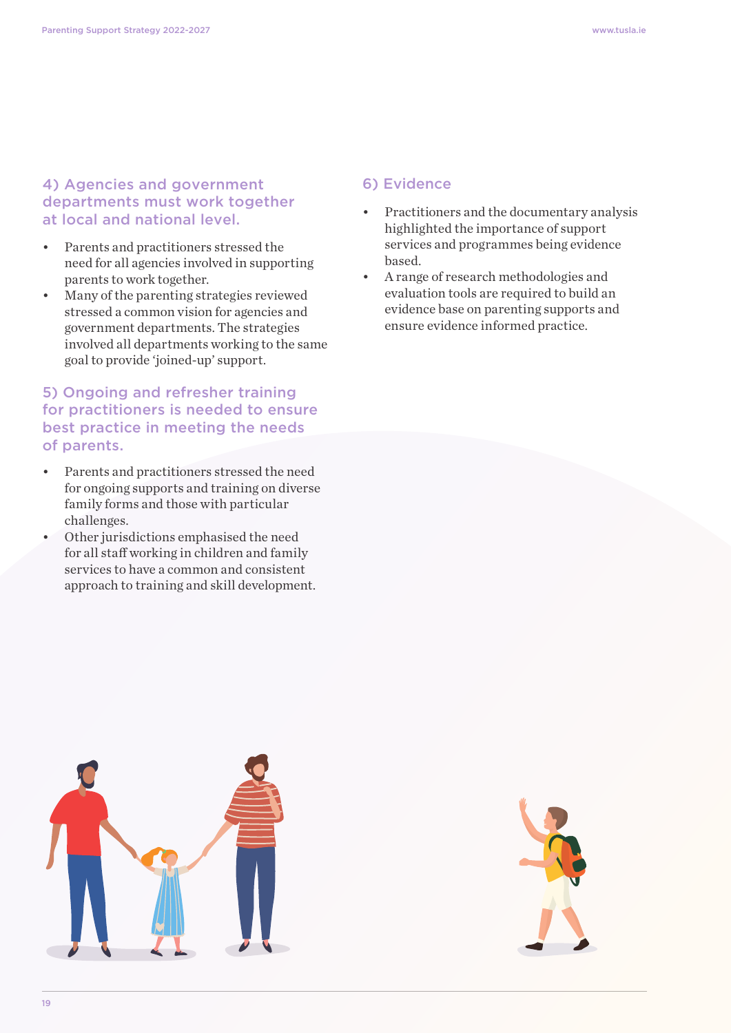### 4) Agencies and government departments must work together at local and national level.

- Parents and practitioners stressed the need for all agencies involved in supporting parents to work together.
- Many of the parenting strategies reviewed stressed a common vision for agencies and government departments. The strategies involved all departments working to the same goal to provide 'joined-up' support.

### 5) Ongoing and refresher training for practitioners is needed to ensure best practice in meeting the needs of parents.

- Parents and practitioners stressed the need for ongoing supports and training on diverse family forms and those with particular challenges.
- Other jurisdictions emphasised the need for all staff working in children and family services to have a common and consistent approach to training and skill development.

### 6) Evidence

- Practitioners and the documentary analysis highlighted the importance of support services and programmes being evidence based.
- A range of research methodologies and evaluation tools are required to build an evidence base on parenting supports and ensure evidence informed practice.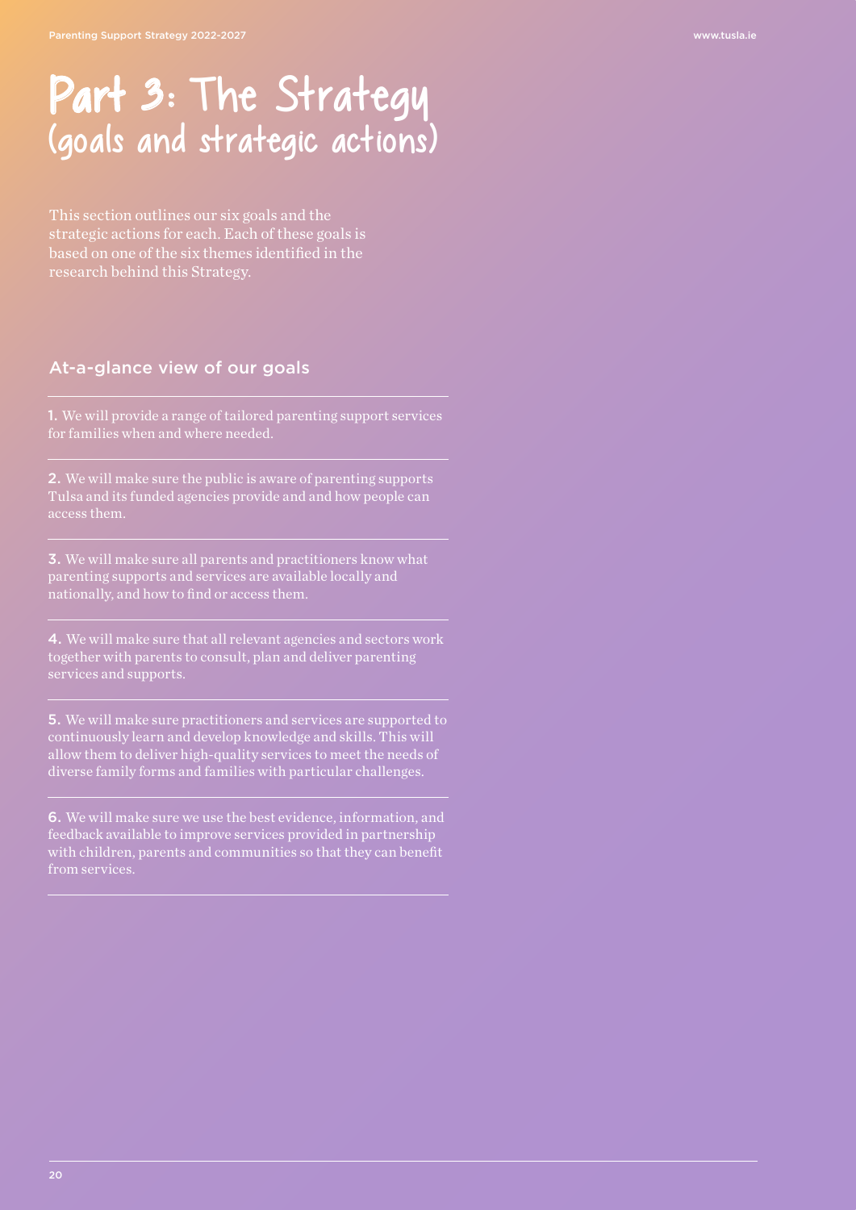# Part 3: The Strategy (goals and strategic actions)

This section outlines our six goals and the strategic actions for each. Each of these goals is based on one of the six themes identified in the research behind this Strategy.

## At-a-glance view of our goals

**1.** We will provide a range of tailored parenting support services for families when and where needed.

**2.** We will make sure the public is aware of parenting supports Tulsa and its funded agencies provide and and how people can access them.

**3.** We will make sure all parents and practitioners know what parenting supports and services are available locally and nationally, and how to find or access them.

**4.** We will make sure that all relevant agencies and sectors work together with parents to consult, plan and deliver parenting services and supports.

**5.** We will make sure practitioners and services are supported to continuously learn and develop knowledge and skills. This will allow them to deliver high-quality services to meet the needs of diverse family forms and families with particular challenges.

**6.** We will make sure we use the best evidence, information, and feedback available to improve services provided in partnership with children, parents and communities so that they can benefit from services.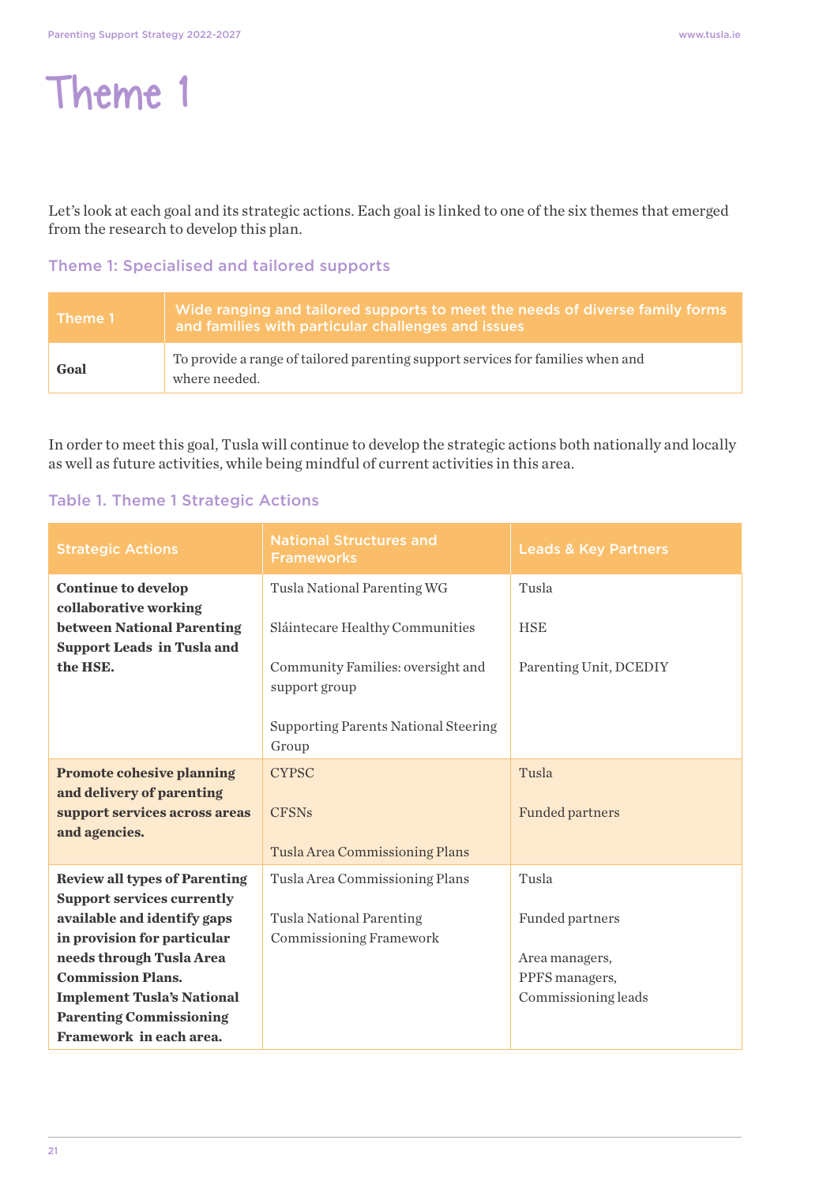# Theme 1

Let's look at each goal and its strategic actions. Each goal is linked to one of the six themes that emerged from the research to develop this plan.

### Theme 1: Specialised and tailored supports

| Theme 1 | Wide ranging and tailored supports to meet the needs of diverse family forms and families with particular challenges and issues |
|---|---|
| **Goal** | To provide a range of tailored parenting support services for families when and where needed. |

In order to meet this goal, Tusla will continue to develop the strategic actions both nationally and locally as well as future activities, while being mindful of current activities in this area.

### Table 1. Theme 1 Strategic Actions

| Strategic Actions | National Structures and Frameworks | Leads & Key Partners |
|---|---|---|
| **Continue to develop collaborative working between National Parenting Support Leads in Tusla and the HSE.** | Tusla National Parenting WG<br><br>Sláintecare Healthy Communities<br><br>Community Families: oversight and support group<br><br>Supporting Parents National Steering Group | Tusla<br><br>HSE<br><br>Parenting Unit, DCEDIY |
| **Promote cohesive planning and delivery of parenting support services across areas and agencies.** | CYPSC<br><br>CFSNs<br><br>Tusla Area Commissioning Plans | Tusla<br><br>Funded partners |
| **Review all types of Parenting Support services currently available and identify gaps in provision for particular needs through Tusla Area Commission Plans. Implement Tusla's National Parenting Commissioning Framework in each area.** | Tusla Area Commissioning Plans<br><br>Tusla National Parenting Commissioning Framework | Tusla<br><br>Funded partners<br><br>Area managers, PPFS managers, Commissioning leads |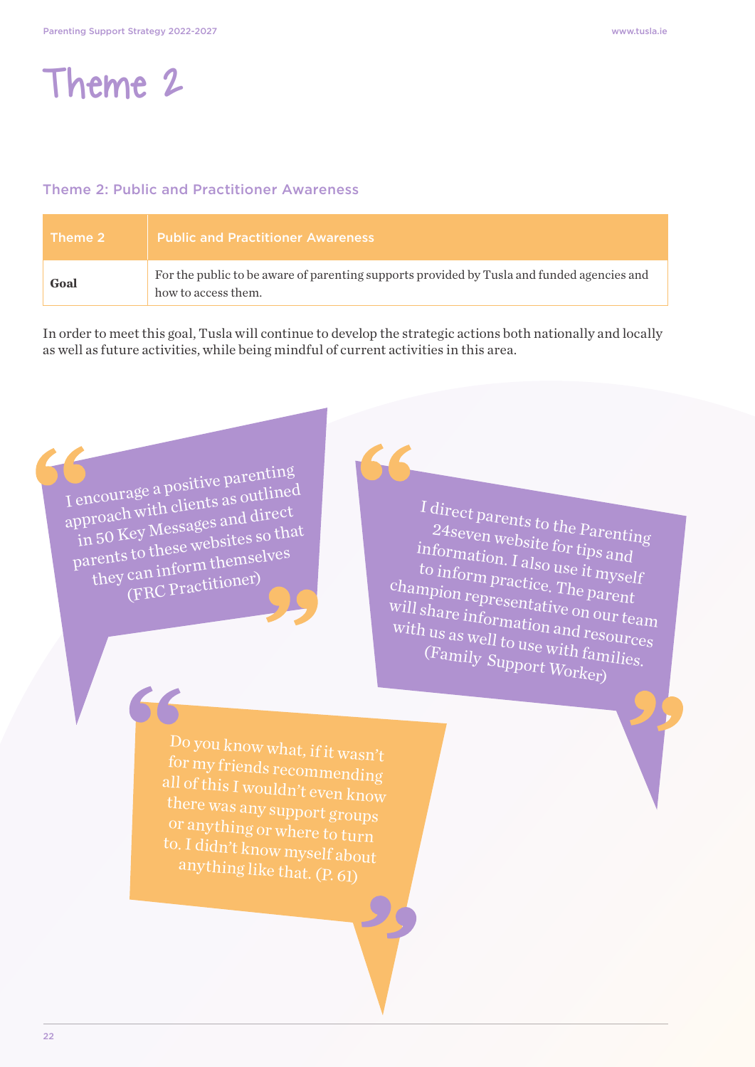# Theme 2

## Theme 2: Public and Practitioner Awareness

| Theme 2 | Public and Practitioner Awareness |
|---|---|
| **Goal** | For the public to be aware of parenting supports provided by Tusla and funded agencies and how to access them. |

In order to meet this goal, Tusla will continue to develop the strategic actions both nationally and locally as well as future activities, while being mindful of current activities in this area.

> "I encourage a positive parenting approach with clients as outlined in 50 Key Messages and direct parents to these websites so that they can inform themselves (FRC Practitioner)"

> "I direct parents to the Parenting 24seven website for tips and information. I also use it myself to inform practice. The parent champion representative on our team will share information and resources with us as well to use with families. (Family Support Worker)"

> "Do you know what, if it wasn't for my friends recommending all of this I wouldn't even know there was any support groups or anything or where to turn to. I didn't know myself about anything like that. (P. 61)"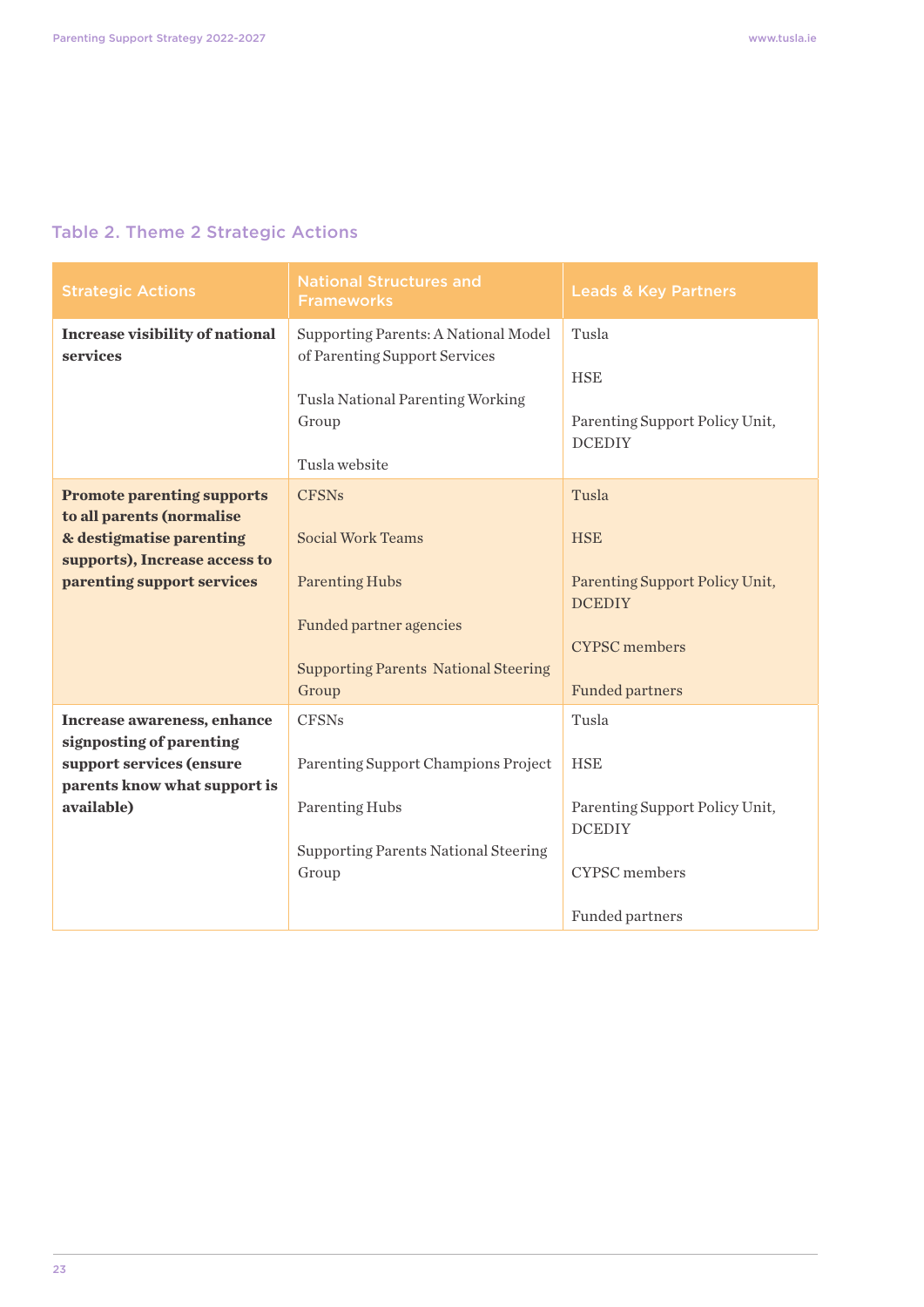### Table 2. Theme 2 Strategic Actions

| Strategic Actions | National Structures and Frameworks | Leads & Key Partners |
|---|---|---|
| **Increase visibility of national services** | Supporting Parents: A National Model of Parenting Support Services<br><br>Tusla National Parenting Working Group<br><br>Tusla website | Tusla<br><br>HSE<br><br>Parenting Support Policy Unit, DCEDIY |
| **Promote parenting supports to all parents (normalise & destigmatise parenting supports), Increase access to parenting support services** | CFSNs<br><br>Social Work Teams<br><br>Parenting Hubs<br><br>Funded partner agencies<br><br>Supporting Parents National Steering Group | Tusla<br><br>HSE<br><br>Parenting Support Policy Unit, DCEDIY<br><br>CYPSC members<br><br>Funded partners |
| **Increase awareness, enhance signposting of parenting support services (ensure parents know what support is available)** | CFSNs<br><br>Parenting Support Champions Project<br><br>Parenting Hubs<br><br>Supporting Parents National Steering Group | Tusla<br><br>HSE<br><br>Parenting Support Policy Unit, DCEDIY<br><br>CYPSC members<br><br>Funded partners |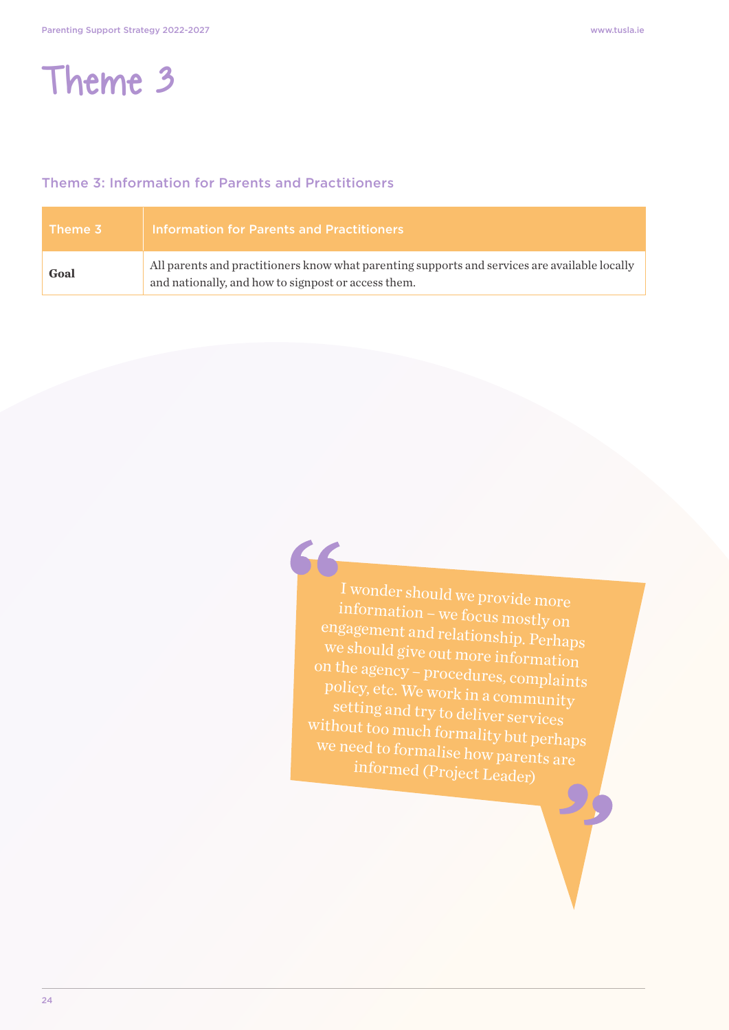# Theme 3

### Theme 3: Information for Parents and Practitioners

| Theme 3 | Information for Parents and Practitioners |
|---|---|
| **Goal** | All parents and practitioners know what parenting supports and services are available locally and nationally, and how to signpost or access them. |

> I wonder should we provide more information – we focus mostly on engagement and relationship. Perhaps we should give out more information on the agency – procedures, complaints policy, etc. We work in a community setting and try to deliver services without too much formality but perhaps we need to formalise how parents are informed (Project Leader)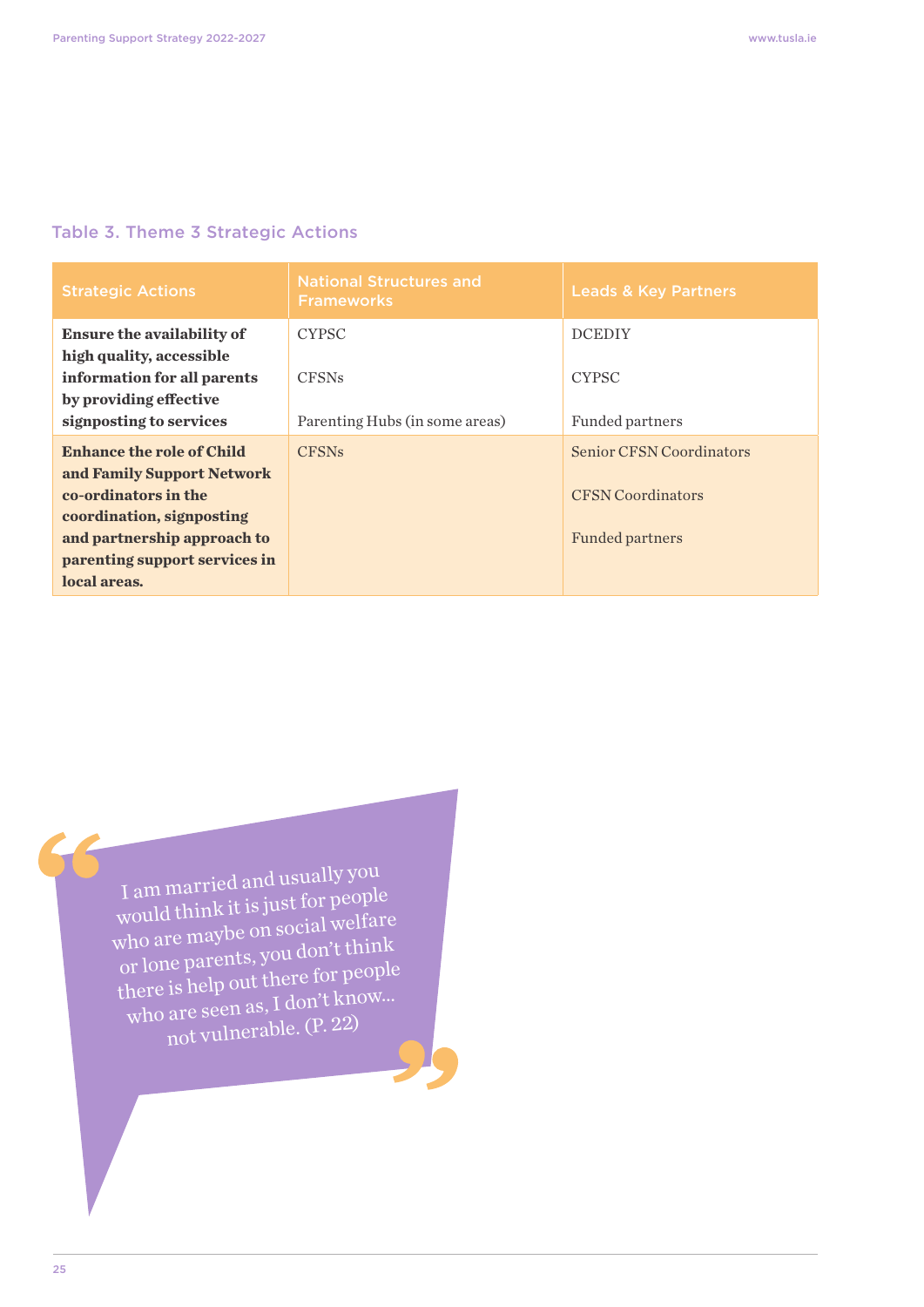### Table 3. Theme 3 Strategic Actions

| Strategic Actions | National Structures and Frameworks | Leads & Key Partners |
|---|---|---|
| **Ensure the availability of high quality, accessible information for all parents by providing effective signposting to services** | CYPSC<br>CFSNs<br>Parenting Hubs (in some areas) | DCEDIY<br>CYPSC<br>Funded partners |
| **Enhance the role of Child and Family Support Network co-ordinators in the coordination, signposting and partnership approach to parenting support services in local areas.** | CFSNs | Senior CFSN Coordinators<br>CFSN Coordinators<br>Funded partners |

> I am married and usually you would think it is just for people who are maybe on social welfare or lone parents, you don't think there is help out there for people who are seen as, I don't know... not vulnerable. (P. 22)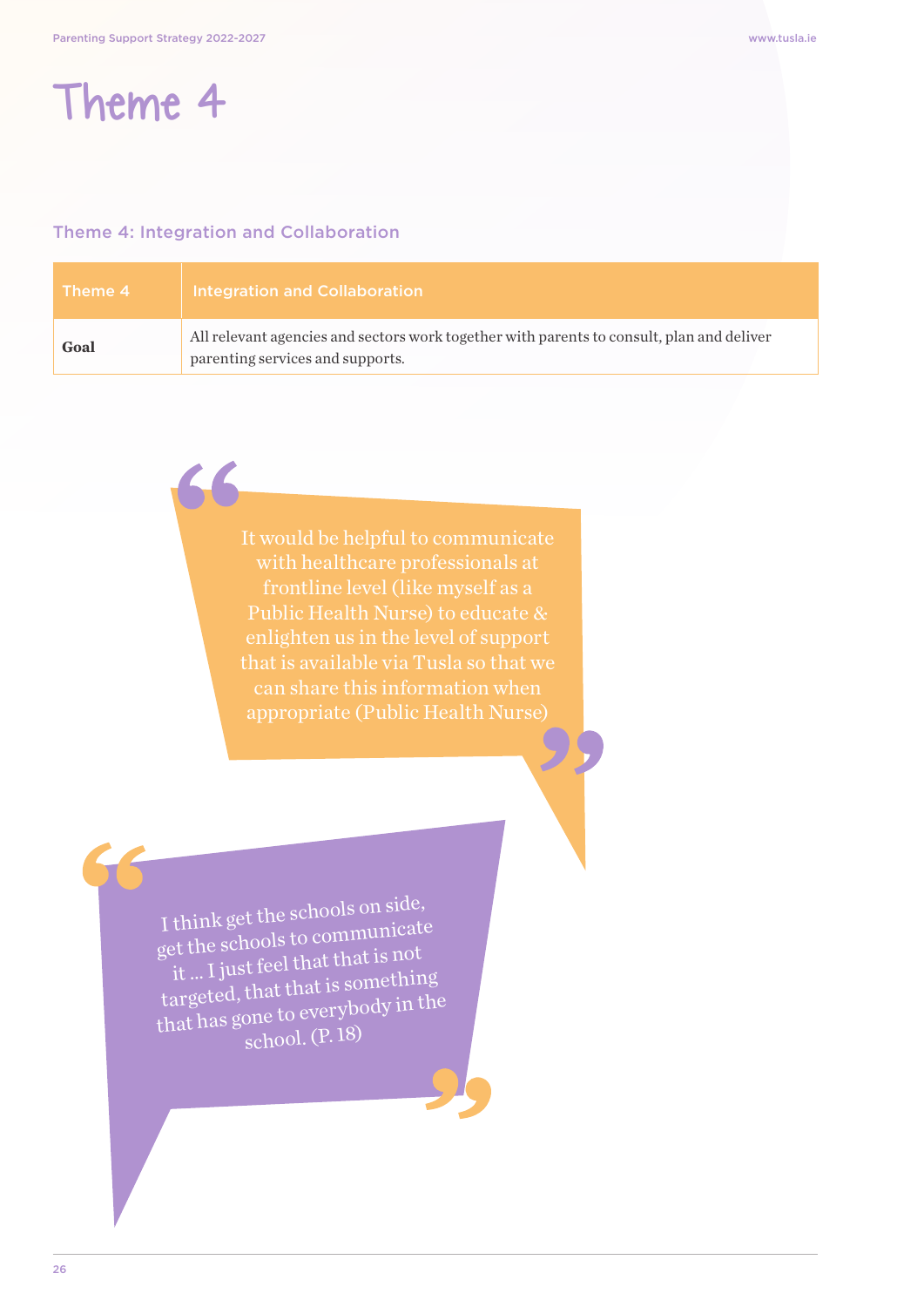# Theme 4

## Theme 4: Integration and Collaboration

| Theme 4 | Integration and Collaboration |
|---|---|
| **Goal** | All relevant agencies and sectors work together with parents to consult, plan and deliver parenting services and supports. |

> "It would be helpful to communicate with healthcare professionals at frontline level (like myself as a Public Health Nurse) to educate & enlighten us in the level of support that is available via Tusla so that we can share this information when appropriate (Public Health Nurse)"

> "I think get the schools on side, get the schools to communicate it ... I just feel that that is not targeted, that that is something that has gone to everybody in the school. (P. 18)"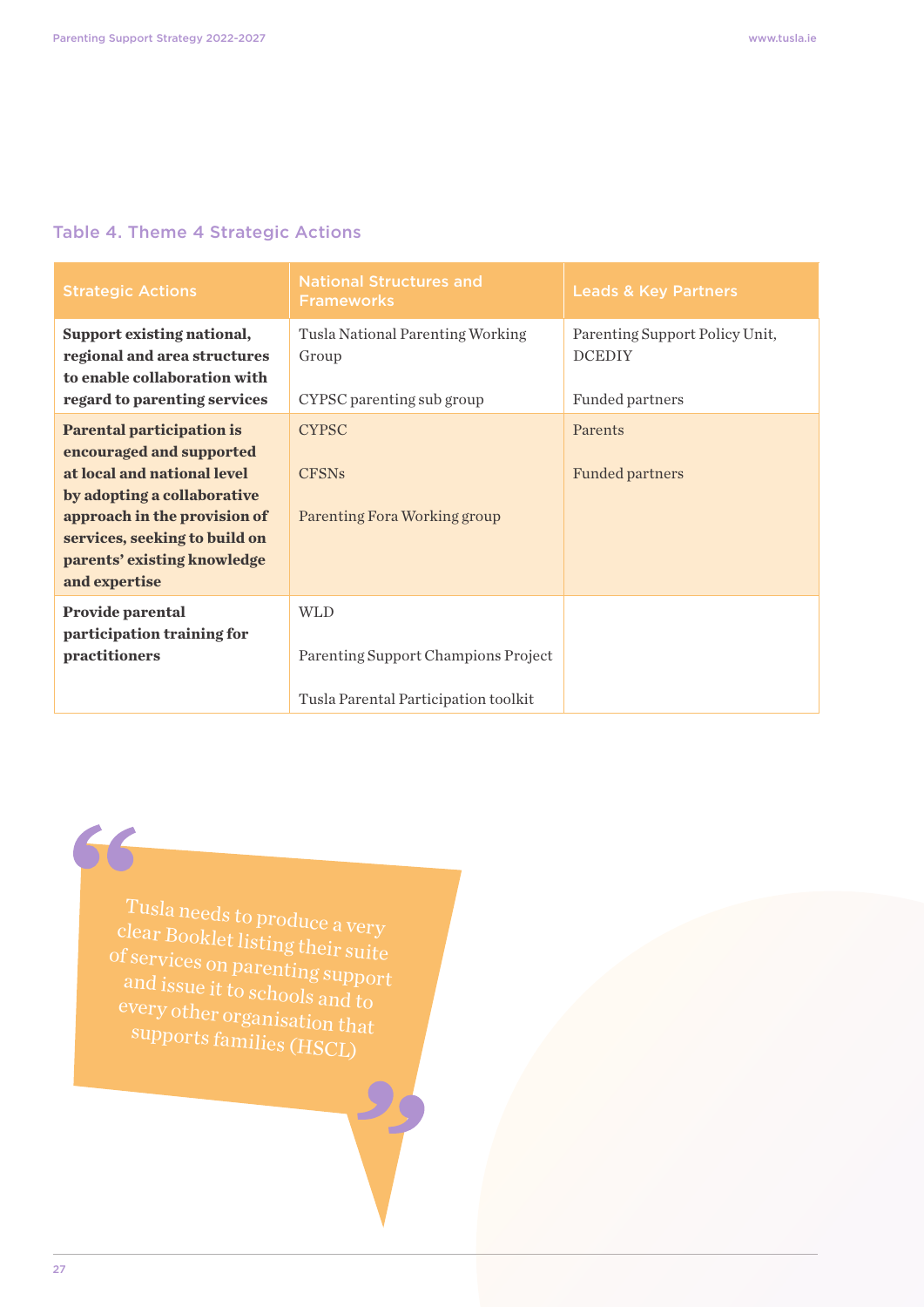### Table 4. Theme 4 Strategic Actions

| Strategic Actions | National Structures and Frameworks | Leads & Key Partners |
|---|---|---|
| **Support existing national, regional and area structures to enable collaboration with regard to parenting services** | Tusla National Parenting Working Group<br><br>CYPSC parenting sub group | Parenting Support Policy Unit, DCEDIY<br><br>Funded partners |
| **Parental participation is encouraged and supported at local and national level by adopting a collaborative approach in the provision of services, seeking to build on parents' existing knowledge and expertise** | CYPSC<br><br>CFSNs<br><br>Parenting Fora Working group | Parents<br><br>Funded partners |
| **Provide parental participation training for practitioners** | WLD<br><br>Parenting Support Champions Project<br><br>Tusla Parental Participation toolkit | |

> "Tusla needs to produce a very clear Booklet listing their suite of services on parenting support and issue it to schools and to every other organisation that supports families (HSCL)"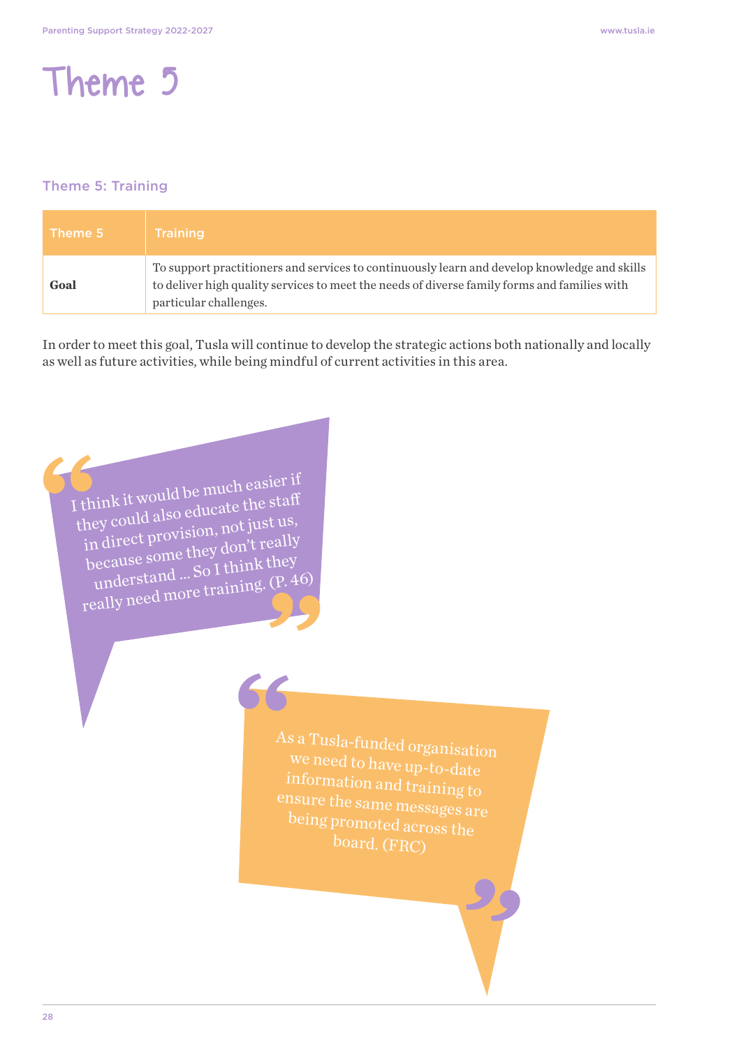# Theme 5

### Theme 5: Training

| Theme 5 | Training |
|---|---|
| **Goal** | To support practitioners and services to continuously learn and develop knowledge and skills to deliver high quality services to meet the needs of diverse family forms and families with particular challenges. |

In order to meet this goal, Tusla will continue to develop the strategic actions both nationally and locally as well as future activities, while being mindful of current activities in this area.

> "I think it would be much easier if they could also educate the staff in direct provision, not just us, because some they don't really understand ... So I think they really need more training. (P. 46)"

> "As a Tusla-funded organisation we need to have up-to-date information and training to ensure the same messages are being promoted across the board. (FRC)"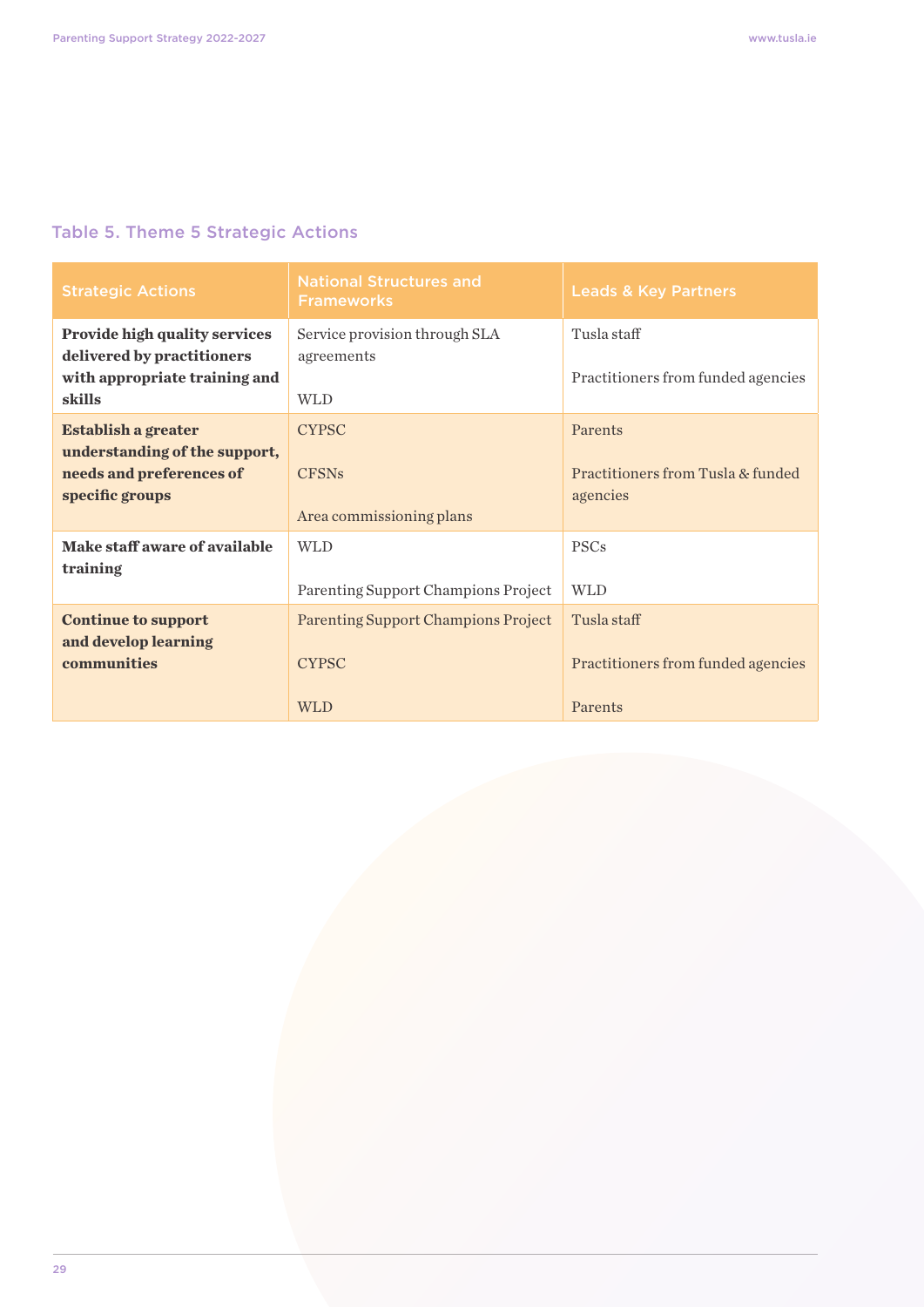### Table 5. Theme 5 Strategic Actions

| Strategic Actions | National Structures and Frameworks | Leads & Key Partners |
|---|---|---|
| **Provide high quality services delivered by practitioners with appropriate training and skills** | Service provision through SLA agreements<br><br>WLD | Tusla staff<br><br>Practitioners from funded agencies |
| **Establish a greater understanding of the support, needs and preferences of specific groups** | CYPSC<br><br>CFSNs<br><br>Area commissioning plans | Parents<br><br>Practitioners from Tusla & funded agencies |
| **Make staff aware of available training** | WLD<br><br>Parenting Support Champions Project | PSCs<br><br>WLD |
| **Continue to support and develop learning communities** | Parenting Support Champions Project<br><br>CYPSC<br><br>WLD | Tusla staff<br><br>Practitioners from funded agencies<br><br>Parents |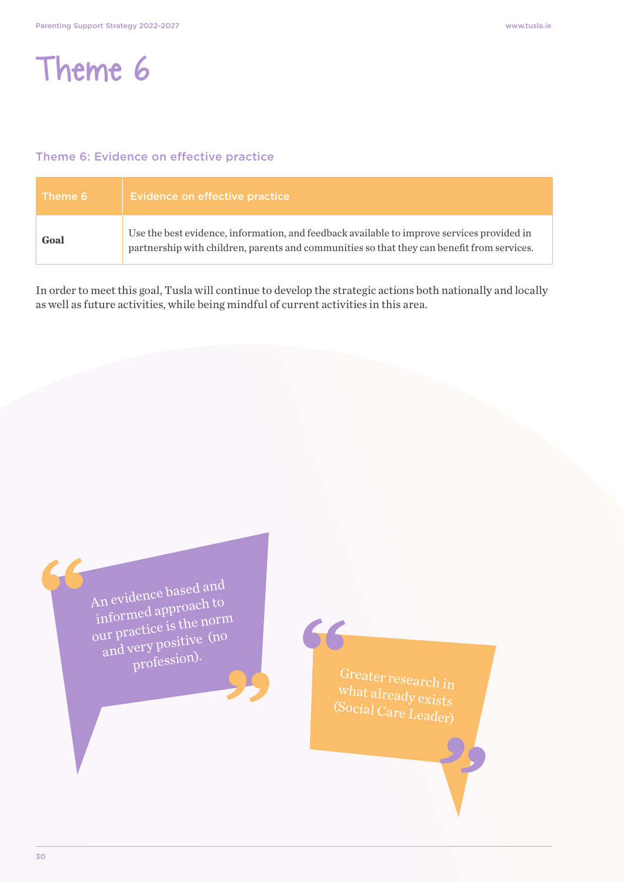# Theme 6

### Theme 6: Evidence on effective practice

| Theme 6 | Evidence on effective practice |
|---|---|
| **Goal** | Use the best evidence, information, and feedback available to improve services provided in partnership with children, parents and communities so that they can benefit from services. |

In order to meet this goal, Tusla will continue to develop the strategic actions both nationally and locally as well as future activities, while being mindful of current activities in this area.

> "An evidence based and informed approach to our practice is the norm and very positive (no profession)."

> "Greater research in what already exists (Social Care Leader)"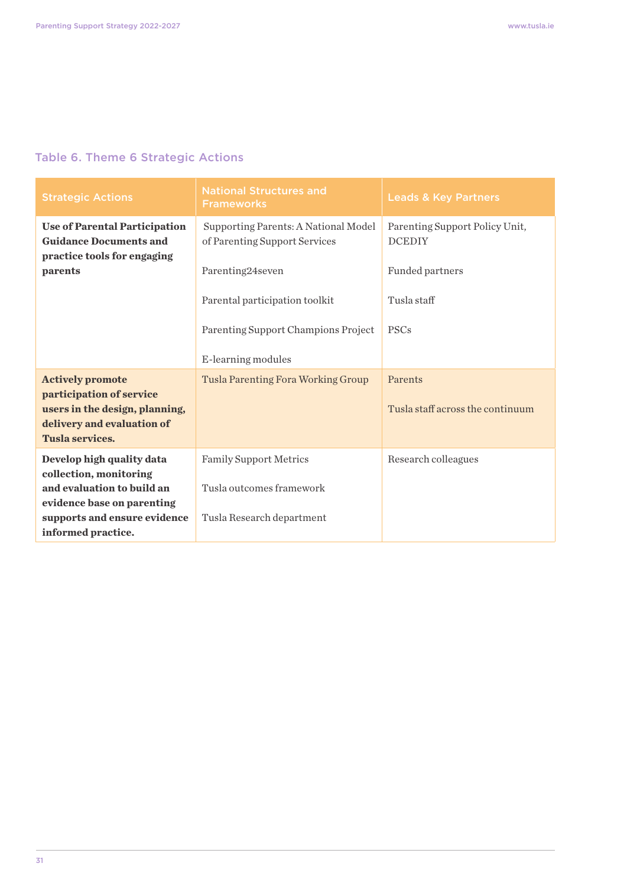### Table 6. Theme 6 Strategic Actions

| Strategic Actions | National Structures and Frameworks | Leads & Key Partners |
|---|---|---|
| **Use of Parental Participation Guidance Documents and practice tools for engaging parents** | Supporting Parents: A National Model of Parenting Support Services<br><br>Parenting24seven<br><br>Parental participation toolkit<br><br>Parenting Support Champions Project<br><br>E-learning modules | Parenting Support Policy Unit, DCEDIY<br><br>Funded partners<br><br>Tusla staff<br><br>PSCs |
| **Actively promote participation of service users in the design, planning, delivery and evaluation of Tusla services.** | Tusla Parenting Fora Working Group | Parents<br><br>Tusla staff across the continuum |
| **Develop high quality data collection, monitoring and evaluation to build an evidence base on parenting supports and ensure evidence informed practice.** | Family Support Metrics<br><br>Tusla outcomes framework<br><br>Tusla Research department | Research colleagues |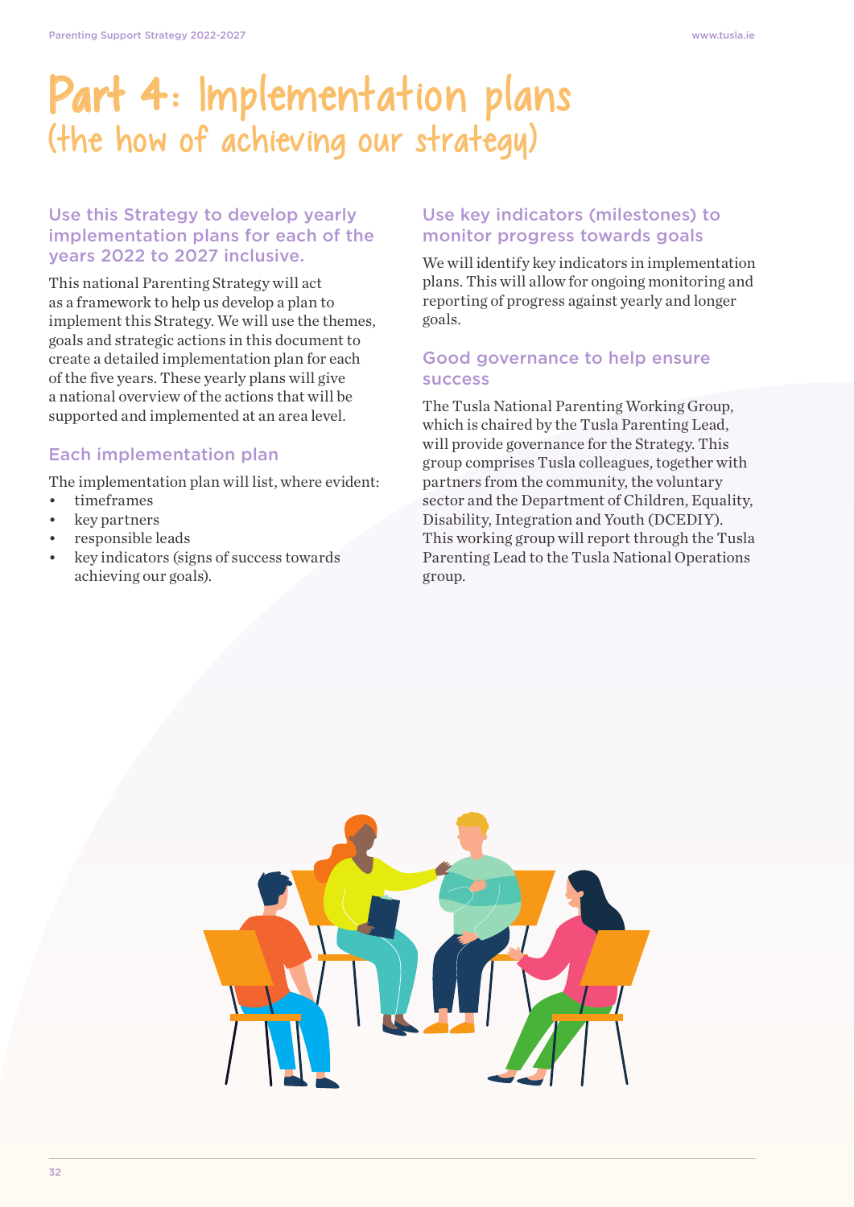# Part 4: Implementation plans (the how of achieving our strategy)

## Use this Strategy to develop yearly implementation plans for each of the years 2022 to 2027 inclusive.

This national Parenting Strategy will act as a framework to help us develop a plan to implement this Strategy. We will use the themes, goals and strategic actions in this document to create a detailed implementation plan for each of the five years. These yearly plans will give a national overview of the actions that will be supported and implemented at an area level.

## Each implementation plan

The implementation plan will list, where evident:

- timeframes
- key partners
- responsible leads
- key indicators (signs of success towards achieving our goals).

## Use key indicators (milestones) to monitor progress towards goals

We will identify key indicators in implementation plans. This will allow for ongoing monitoring and reporting of progress against yearly and longer goals.

## Good governance to help ensure success

The Tusla National Parenting Working Group, which is chaired by the Tusla Parenting Lead, will provide governance for the Strategy. This group comprises Tusla colleagues, together with partners from the community, the voluntary sector and the Department of Children, Equality, Disability, Integration and Youth (DCEDIY). This working group will report through the Tusla Parenting Lead to the Tusla National Operations group.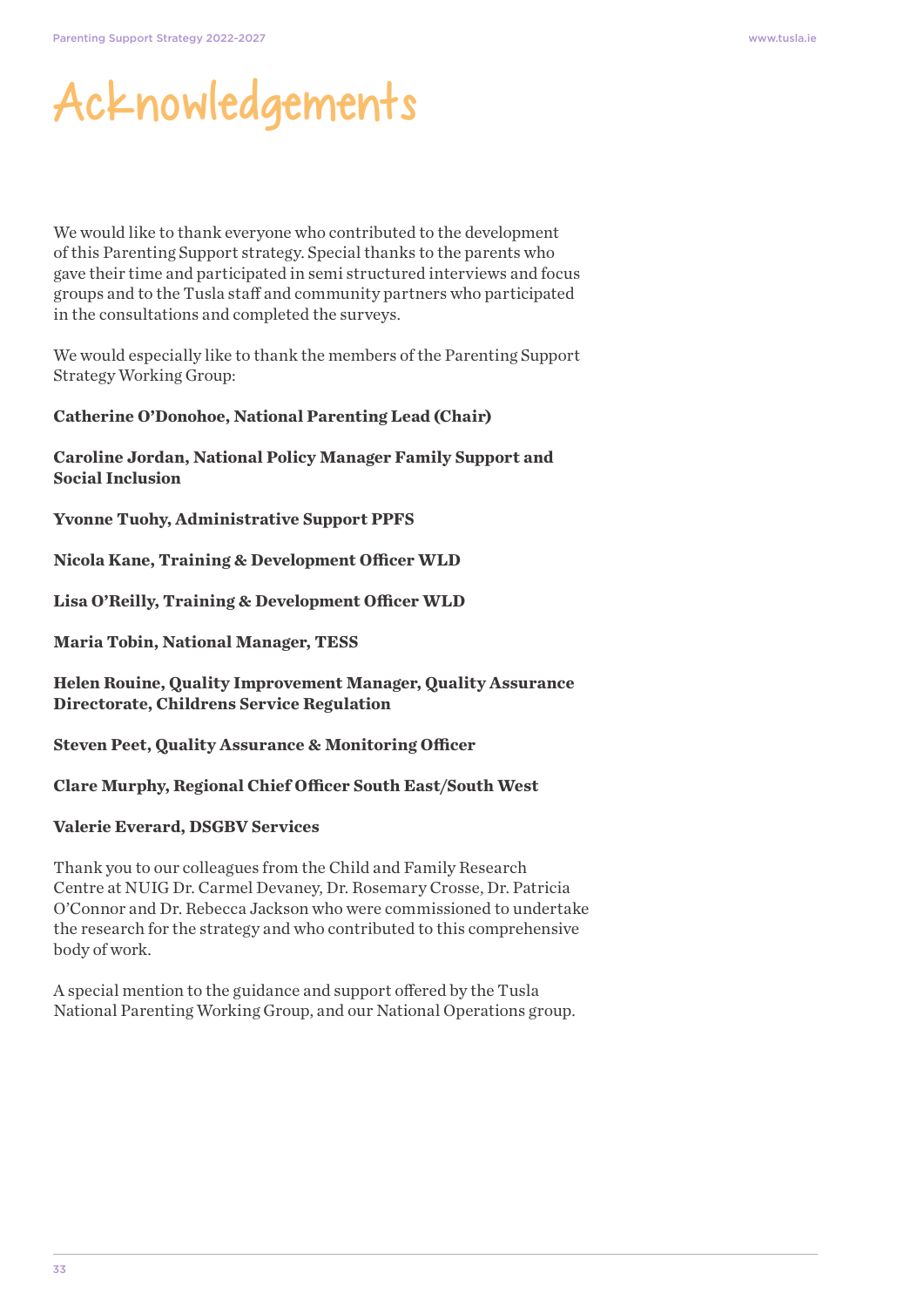# Acknowledgements

We would like to thank everyone who contributed to the development of this Parenting Support strategy. Special thanks to the parents who gave their time and participated in semi structured interviews and focus groups and to the Tusla staff and community partners who participated in the consultations and completed the surveys.

We would especially like to thank the members of the Parenting Support Strategy Working Group:

**Catherine O'Donohoe, National Parenting Lead (Chair)**

**Caroline Jordan, National Policy Manager Family Support and Social Inclusion**

**Yvonne Tuohy, Administrative Support PPFS**

**Nicola Kane, Training & Development Officer WLD**

**Lisa O'Reilly, Training & Development Officer WLD**

**Maria Tobin, National Manager, TESS**

**Helen Rouine, Quality Improvement Manager, Quality Assurance Directorate, Childrens Service Regulation**

**Steven Peet, Quality Assurance & Monitoring Officer**

**Clare Murphy, Regional Chief Officer South East/South West**

**Valerie Everard, DSGBV Services**

Thank you to our colleagues from the Child and Family Research Centre at NUIG Dr. Carmel Devaney, Dr. Rosemary Crosse, Dr. Patricia O'Connor and Dr. Rebecca Jackson who were commissioned to undertake the research for the strategy and who contributed to this comprehensive body of work.

A special mention to the guidance and support offered by the Tusla National Parenting Working Group, and our National Operations group.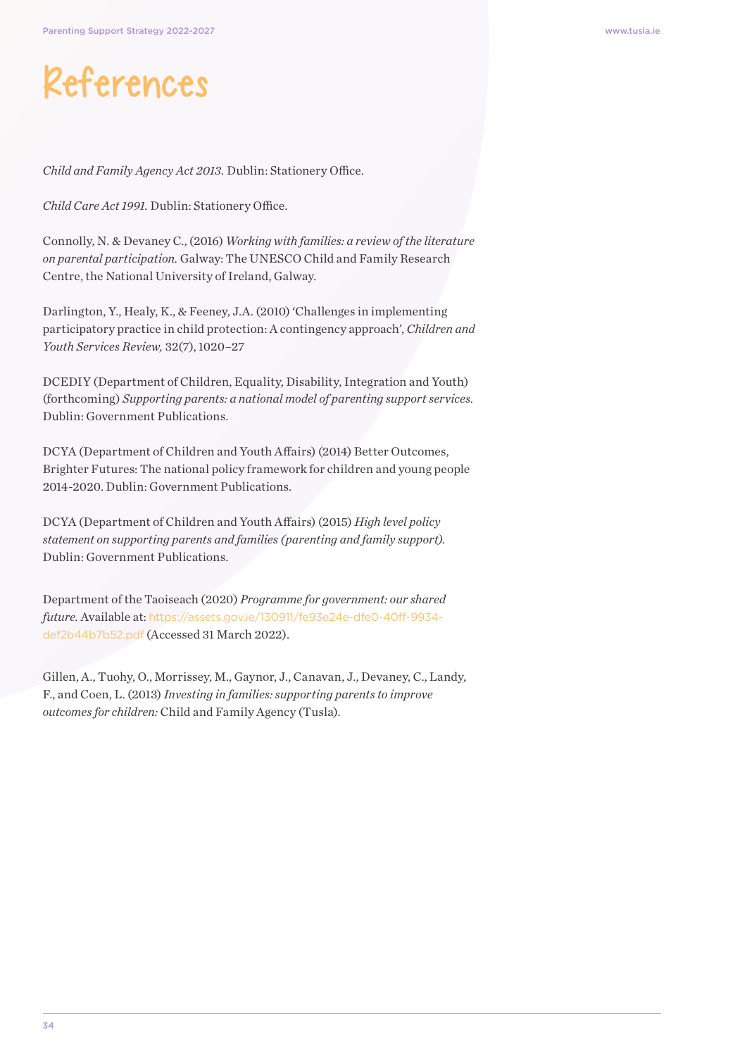# References

*Child and Family Agency Act 2013.* Dublin: Stationery Office.

*Child Care Act 1991.* Dublin: Stationery Office.

Connolly, N. & Devaney C., (2016) *Working with families: a review of the literature on parental participation.* Galway: The UNESCO Child and Family Research Centre, the National University of Ireland, Galway.

Darlington, Y., Healy, K., & Feeney, J.A. (2010) 'Challenges in implementing participatory practice in child protection: A contingency approach', *Children and Youth Services Review,* 32(7), 1020–27

DCEDIY (Department of Children, Equality, Disability, Integration and Youth) (forthcoming) *Supporting parents: a national model of parenting support services.* Dublin: Government Publications.

DCYA (Department of Children and Youth Affairs) (2014) Better Outcomes, Brighter Futures: The national policy framework for children and young people 2014-2020. Dublin: Government Publications.

DCYA (Department of Children and Youth Affairs) (2015) *High level policy statement on supporting parents and families (parenting and family support).* Dublin: Government Publications.

Department of the Taoiseach (2020) *Programme for government: our shared future.* Available at: https://assets.gov.ie/130911/fe93e24e-dfe0-40ff-9934-def2b44b7b52.pdf (Accessed 31 March 2022).

Gillen, A., Tuohy, O., Morrissey, M., Gaynor, J., Canavan, J., Devaney, C., Landy, F., and Coen, L. (2013) *Investing in families: supporting parents to improve outcomes for children:* Child and Family Agency (Tusla).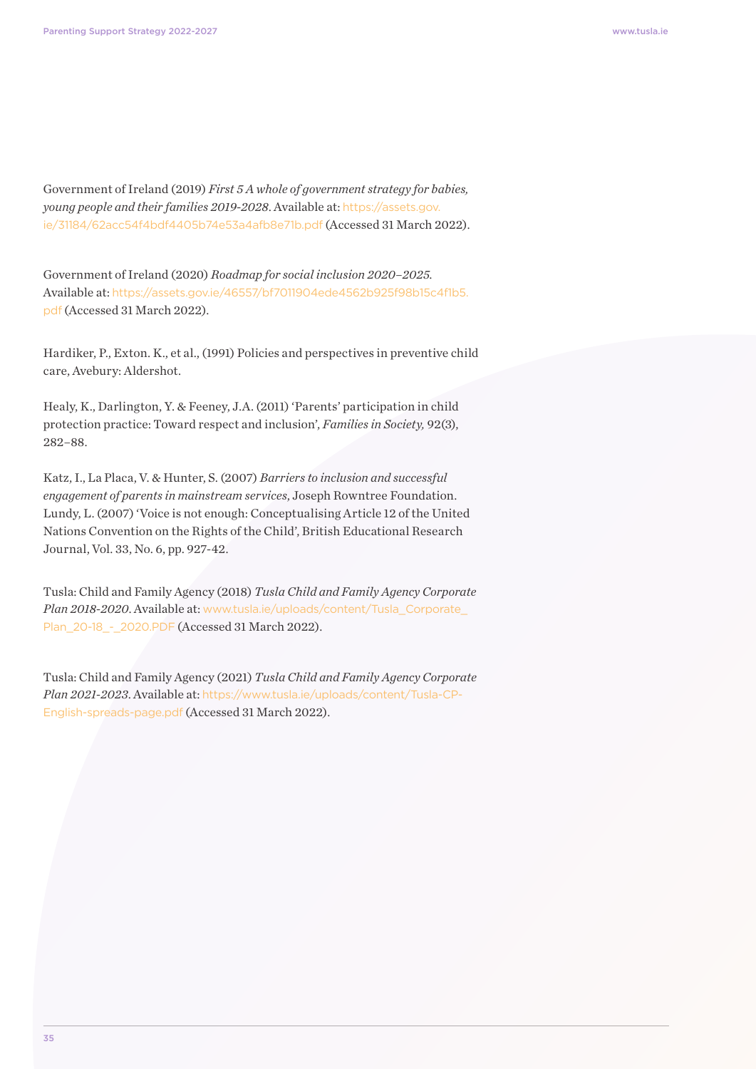Government of Ireland (2019) *First 5 A whole of government strategy for babies, young people and their families 2019-2028*. Available at: https://assets.gov.ie/31184/62acc54f4bdf4405b74e53a4afb8e71b.pdf (Accessed 31 March 2022).

Government of Ireland (2020) *Roadmap for social inclusion 2020–2025*. Available at: https://assets.gov.ie/46557/bf7011904ede4562b925f98b15c4f1b5.pdf (Accessed 31 March 2022).

Hardiker, P., Exton. K., et al., (1991) Policies and perspectives in preventive child care, Avebury: Aldershot.

Healy, K., Darlington, Y. & Feeney, J.A. (2011) 'Parents' participation in child protection practice: Toward respect and inclusion', *Families in Society,* 92(3), 282–88.

Katz, I., La Placa, V. & Hunter, S. (2007) *Barriers to inclusion and successful engagement of parents in mainstream services*, Joseph Rowntree Foundation. Lundy, L. (2007) 'Voice is not enough: Conceptualising Article 12 of the United Nations Convention on the Rights of the Child', British Educational Research Journal, Vol. 33, No. 6, pp. 927-42.

Tusla: Child and Family Agency (2018) *Tusla Child and Family Agency Corporate Plan 2018-2020*. Available at: www.tusla.ie/uploads/content/Tusla_Corporate_Plan_20-18_-_2020.PDF (Accessed 31 March 2022).

Tusla: Child and Family Agency (2021) *Tusla Child and Family Agency Corporate Plan 2021-2023*. Available at: https://www.tusla.ie/uploads/content/Tusla-CP-English-spreads-page.pdf (Accessed 31 March 2022).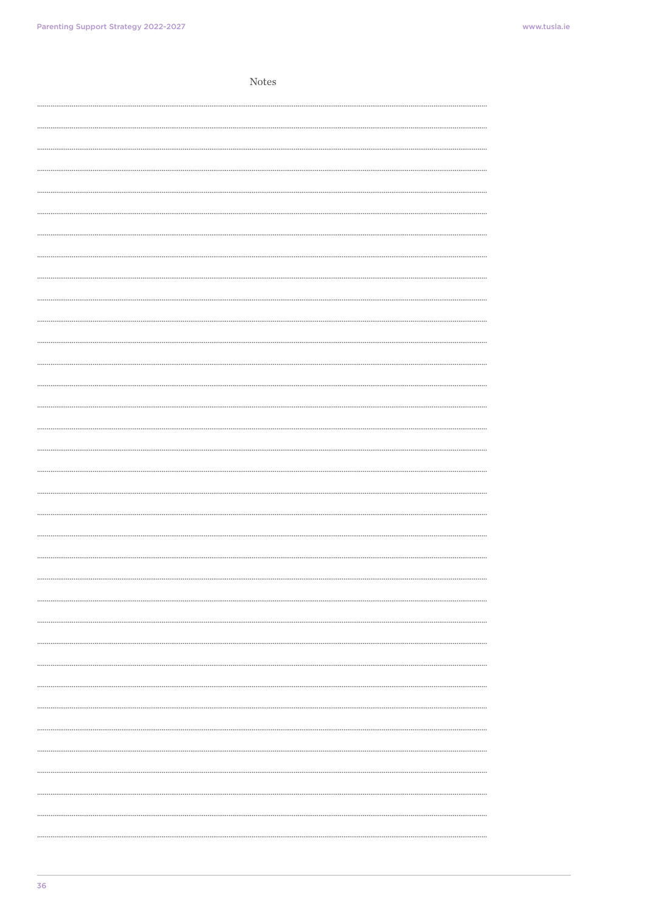Notes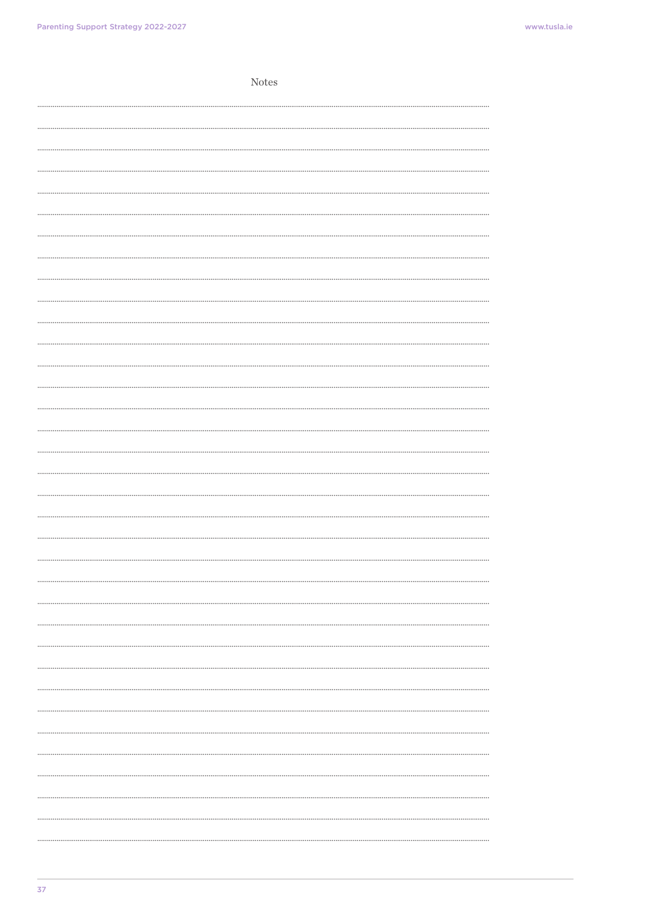Notes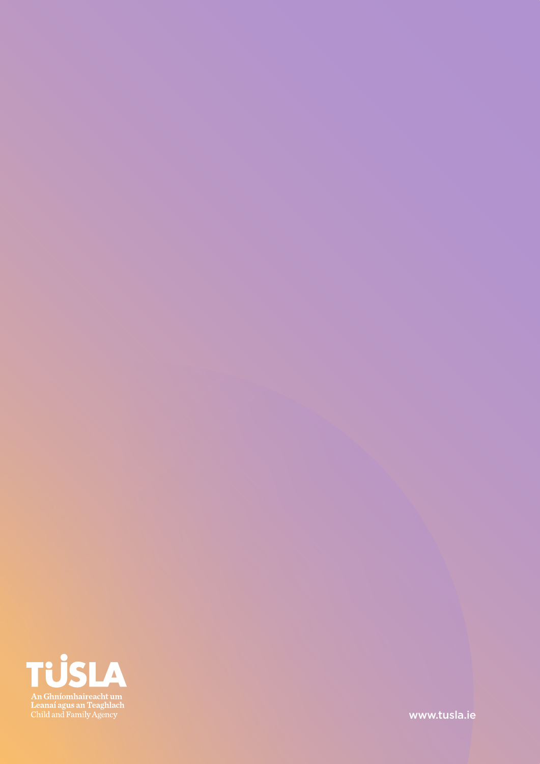TUSLA

An Ghníomhaireacht um Leanaí agus an Teaghlach
Child and Family Agency

www.tusla.ie